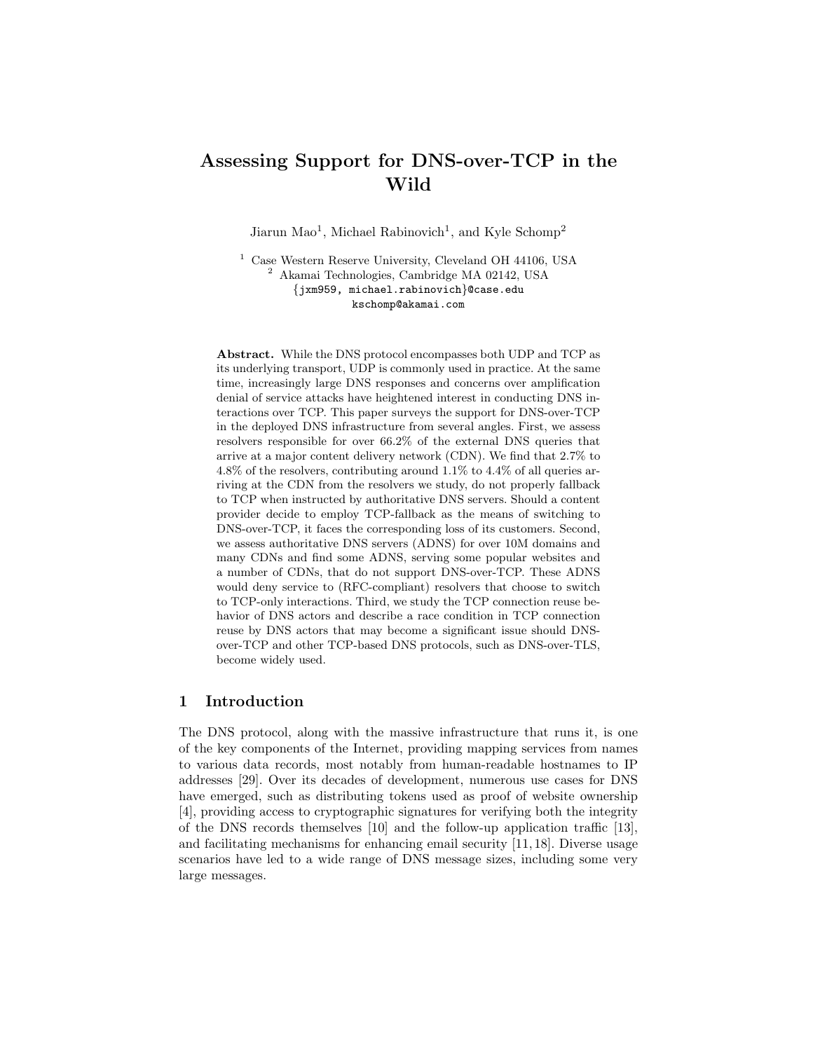# Assessing Support for DNS-over-TCP in the Wild

Jiarun Mao[1], Michael Rabinovich[1], and Kyle Schomp[2]

[1] Case Western Reserve University, Cleveland OH 44106, USA
[2] Akamai Technologies, Cambridge MA 02142, USA
{jxm959, michael.rabinovich}@case.edu
kschomp@akamai.com

**Abstract.** While the DNS protocol encompasses both UDP and TCP as its underlying transport, UDP is commonly used in practice. At the same time, increasingly large DNS responses and concerns over amplification denial of service attacks have heightened interest in conducting DNS interactions over TCP. This paper surveys the support for DNS-over-TCP in the deployed DNS infrastructure from several angles. First, we assess resolvers responsible for over 66.2% of the external DNS queries that arrive at a major content delivery network (CDN). We find that 2.7% to 4.8% of the resolvers, contributing around 1.1% to 4.4% of all queries arriving at the CDN from the resolvers we study, do not properly fallback to TCP when instructed by authoritative DNS servers. Should a content provider decide to employ TCP-fallback as the means of switching to DNS-over-TCP, it faces the corresponding loss of its customers. Second, we assess authoritative DNS servers (ADNS) for over 10M domains and many CDNs and find some ADNS, serving some popular websites and a number of CDNs, that do not support DNS-over-TCP. These ADNS would deny service to (RFC-compliant) resolvers that choose to switch to TCP-only interactions. Third, we study the TCP connection reuse behavior of DNS actors and describe a race condition in TCP connection reuse by DNS actors that may become a significant issue should DNS-over-TCP and other TCP-based DNS protocols, such as DNS-over-TLS, become widely used.

## 1 Introduction

The DNS protocol, along with the massive infrastructure that runs it, is one of the key components of the Internet, providing mapping services from names to various data records, most notably from human-readable hostnames to IP addresses [29]. Over its decades of development, numerous use cases for DNS have emerged, such as distributing tokens used as proof of website ownership [4], providing access to cryptographic signatures for verifying both the integrity of the DNS records themselves [10] and the follow-up application traffic [13], and facilitating mechanisms for enhancing email security [11, 18]. Diverse usage scenarios have led to a wide range of DNS message sizes, including some very large messages.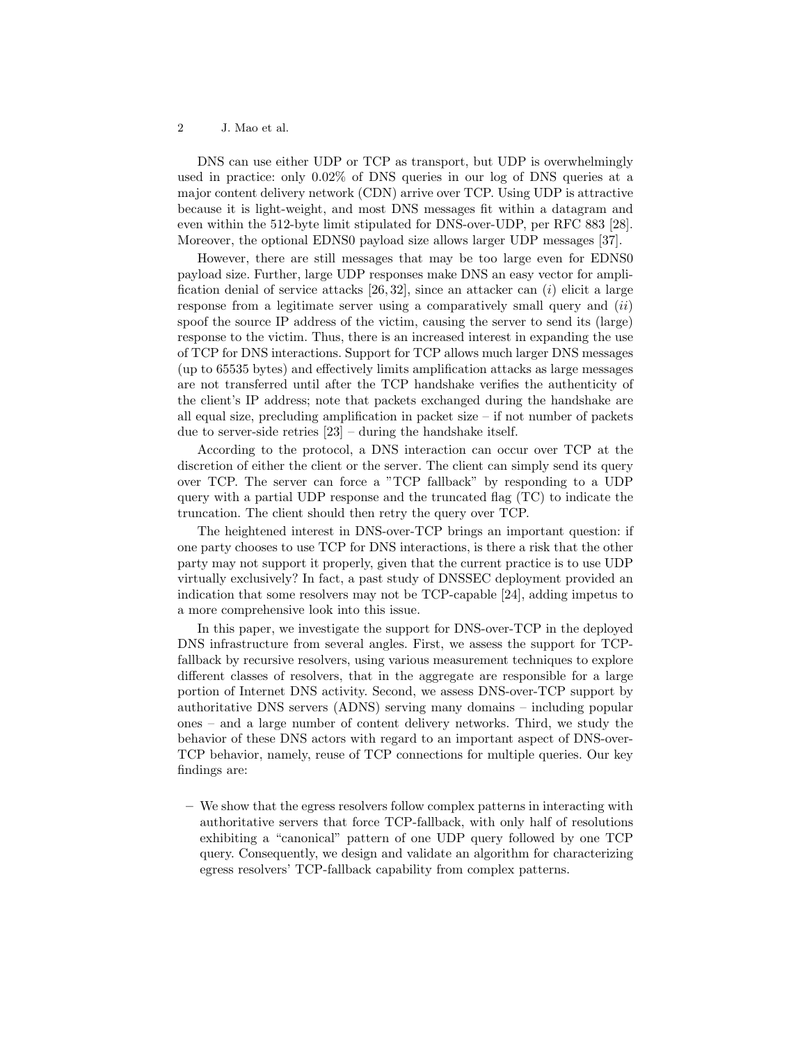DNS can use either UDP or TCP as transport, but UDP is overwhelmingly used in practice: only 0.02% of DNS queries in our log of DNS queries at a major content delivery network (CDN) arrive over TCP. Using UDP is attractive because it is light-weight, and most DNS messages fit within a datagram and even within the 512-byte limit stipulated for DNS-over-UDP, per RFC 883 [28]. Moreover, the optional EDNS0 payload size allows larger UDP messages [37].

However, there are still messages that may be too large even for EDNS0 payload size. Further, large UDP responses make DNS an easy vector for amplification denial of service attacks [26, 32], since an attacker can (*i*) elicit a large response from a legitimate server using a comparatively small query and (*ii*) spoof the source IP address of the victim, causing the server to send its (large) response to the victim. Thus, there is an increased interest in expanding the use of TCP for DNS interactions. Support for TCP allows much larger DNS messages (up to 65535 bytes) and effectively limits amplification attacks as large messages are not transferred until after the TCP handshake verifies the authenticity of the client's IP address; note that packets exchanged during the handshake are all equal size, precluding amplification in packet size – if not number of packets due to server-side retries [23] – during the handshake itself.

According to the protocol, a DNS interaction can occur over TCP at the discretion of either the client or the server. The client can simply send its query over TCP. The server can force a "TCP fallback" by responding to a UDP query with a partial UDP response and the truncated flag (TC) to indicate the truncation. The client should then retry the query over TCP.

The heightened interest in DNS-over-TCP brings an important question: if one party chooses to use TCP for DNS interactions, is there a risk that the other party may not support it properly, given that the current practice is to use UDP virtually exclusively? In fact, a past study of DNSSEC deployment provided an indication that some resolvers may not be TCP-capable [24], adding impetus to a more comprehensive look into this issue.

In this paper, we investigate the support for DNS-over-TCP in the deployed DNS infrastructure from several angles. First, we assess the support for TCP-fallback by recursive resolvers, using various measurement techniques to explore different classes of resolvers, that in the aggregate are responsible for a large portion of Internet DNS activity. Second, we assess DNS-over-TCP support by authoritative DNS servers (ADNS) serving many domains – including popular ones – and a large number of content delivery networks. Third, we study the behavior of these DNS actors with regard to an important aspect of DNS-over-TCP behavior, namely, reuse of TCP connections for multiple queries. Our key findings are:

– We show that the egress resolvers follow complex patterns in interacting with authoritative servers that force TCP-fallback, with only half of resolutions exhibiting a "canonical" pattern of one UDP query followed by one TCP query. Consequently, we design and validate an algorithm for characterizing egress resolvers' TCP-fallback capability from complex patterns.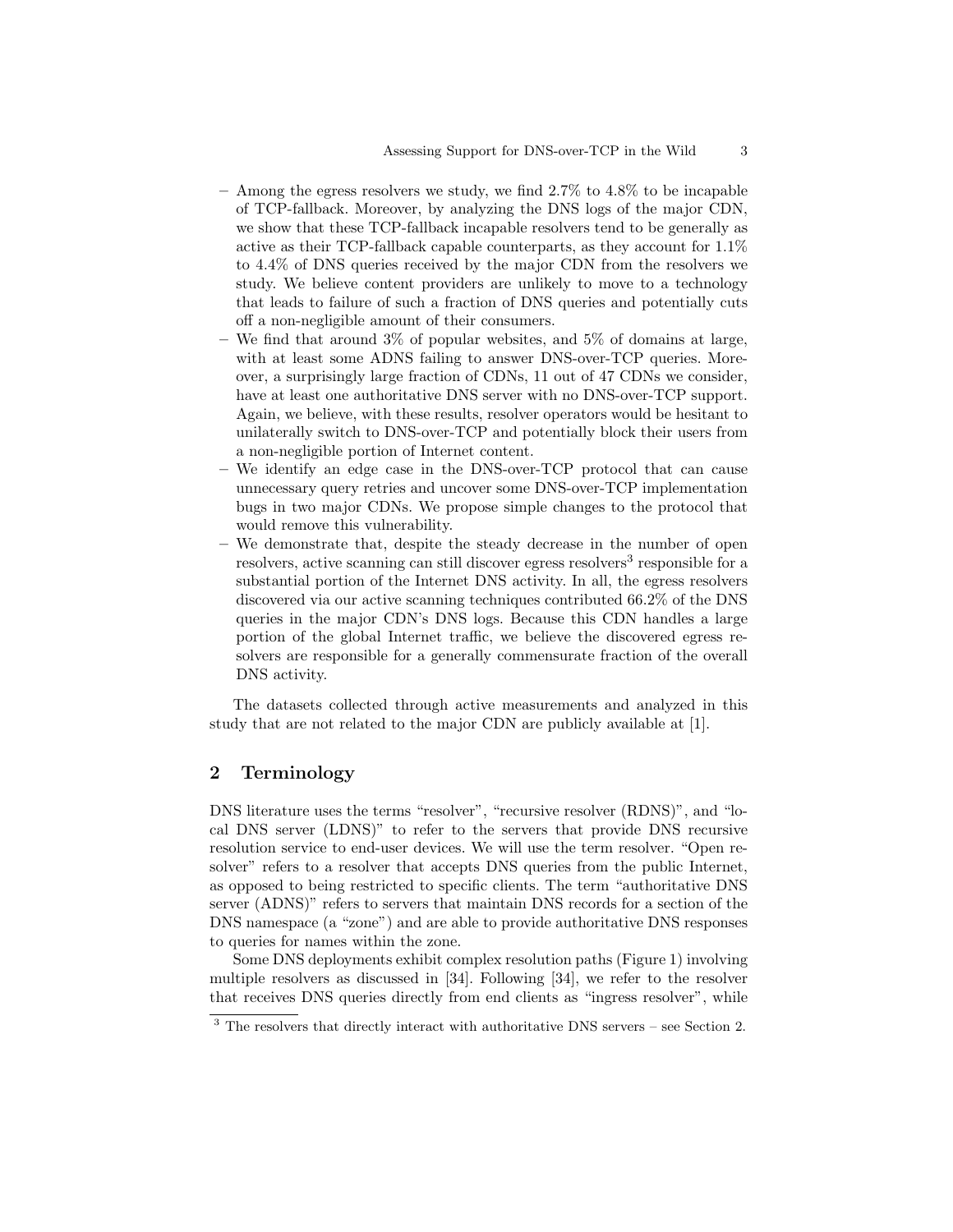- Among the egress resolvers we study, we find 2.7% to 4.8% to be incapable of TCP-fallback. Moreover, by analyzing the DNS logs of the major CDN, we show that these TCP-fallback incapable resolvers tend to be generally as active as their TCP-fallback capable counterparts, as they account for 1.1% to 4.4% of DNS queries received by the major CDN from the resolvers we study. We believe content providers are unlikely to move to a technology that leads to failure of such a fraction of DNS queries and potentially cuts off a non-negligible amount of their consumers.
- We find that around 3% of popular websites, and 5% of domains at large, with at least some ADNS failing to answer DNS-over-TCP queries. Moreover, a surprisingly large fraction of CDNs, 11 out of 47 CDNs we consider, have at least one authoritative DNS server with no DNS-over-TCP support. Again, we believe, with these results, resolver operators would be hesitant to unilaterally switch to DNS-over-TCP and potentially block their users from a non-negligible portion of Internet content.
- We identify an edge case in the DNS-over-TCP protocol that can cause unnecessary query retries and uncover some DNS-over-TCP implementation bugs in two major CDNs. We propose simple changes to the protocol that would remove this vulnerability.
- We demonstrate that, despite the steady decrease in the number of open resolvers, active scanning can still discover egress resolvers[3] responsible for a substantial portion of the Internet DNS activity. In all, the egress resolvers discovered via our active scanning techniques contributed 66.2% of the DNS queries in the major CDN's DNS logs. Because this CDN handles a large portion of the global Internet traffic, we believe the discovered egress resolvers are responsible for a generally commensurate fraction of the overall DNS activity.

The datasets collected through active measurements and analyzed in this study that are not related to the major CDN are publicly available at [1].

## 2 Terminology

DNS literature uses the terms "resolver", "recursive resolver (RDNS)", and "local DNS server (LDNS)" to refer to the servers that provide DNS recursive resolution service to end-user devices. We will use the term resolver. "Open resolver" refers to a resolver that accepts DNS queries from the public Internet, as opposed to being restricted to specific clients. The term "authoritative DNS server (ADNS)" refers to servers that maintain DNS records for a section of the DNS namespace (a "zone") and are able to provide authoritative DNS responses to queries for names within the zone.

Some DNS deployments exhibit complex resolution paths (Figure 1) involving multiple resolvers as discussed in [34]. Following [34], we refer to the resolver that receives DNS queries directly from end clients as "ingress resolver", while

[3] The resolvers that directly interact with authoritative DNS servers – see Section 2.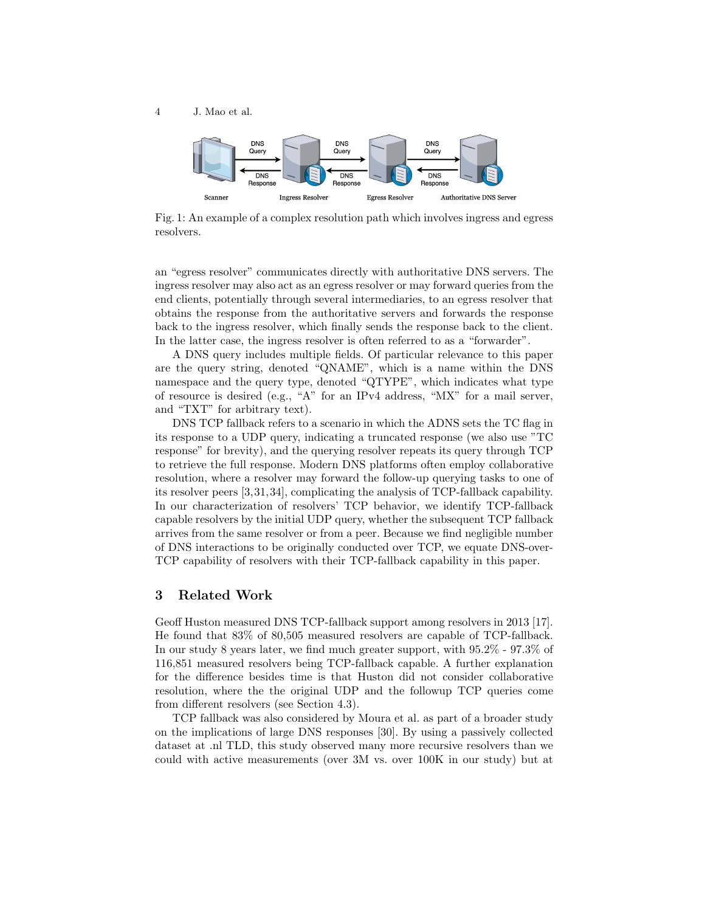DNS Query

DNS Response

DNS Query

DNS Response

DNS Query

DNS Response

Scanner

Ingress Resolver

Egress Resolver

Authoritative DNS Server

Fig. 1: An example of a complex resolution path which involves ingress and egress resolvers.

an "egress resolver" communicates directly with authoritative DNS servers. The ingress resolver may also act as an egress resolver or may forward queries from the end clients, potentially through several intermediaries, to an egress resolver that obtains the response from the authoritative servers and forwards the response back to the ingress resolver, which finally sends the response back to the client. In the latter case, the ingress resolver is often referred to as a "forwarder".

A DNS query includes multiple fields. Of particular relevance to this paper are the query string, denoted "QNAME", which is a name within the DNS namespace and the query type, denoted "QTYPE", which indicates what type of resource is desired (e.g., "A" for an IPv4 address, "MX" for a mail server, and "TXT" for arbitrary text).

DNS TCP fallback refers to a scenario in which the ADNS sets the TC flag in its response to a UDP query, indicating a truncated response (we also use "TC response" for brevity), and the querying resolver repeats its query through TCP to retrieve the full response. Modern DNS platforms often employ collaborative resolution, where a resolver may forward the follow-up querying tasks to one of its resolver peers [3,31,34], complicating the analysis of TCP-fallback capability. In our characterization of resolvers' TCP behavior, we identify TCP-fallback capable resolvers by the initial UDP query, whether the subsequent TCP fallback arrives from the same resolver or from a peer. Because we find negligible number of DNS interactions to be originally conducted over TCP, we equate DNS-over-TCP capability of resolvers with their TCP-fallback capability in this paper.

## 3 Related Work

Geoff Huston measured DNS TCP-fallback support among resolvers in 2013 [17]. He found that 83% of 80,505 measured resolvers are capable of TCP-fallback. In our study 8 years later, we find much greater support, with 95.2% - 97.3% of 116,851 measured resolvers being TCP-fallback capable. A further explanation for the difference besides time is that Huston did not consider collaborative resolution, where the the original UDP and the followup TCP queries come from different resolvers (see Section 4.3).

TCP fallback was also considered by Moura et al. as part of a broader study on the implications of large DNS responses [30]. By using a passively collected dataset at .nl TLD, this study observed many more recursive resolvers than we could with active measurements (over 3M vs. over 100K in our study) but at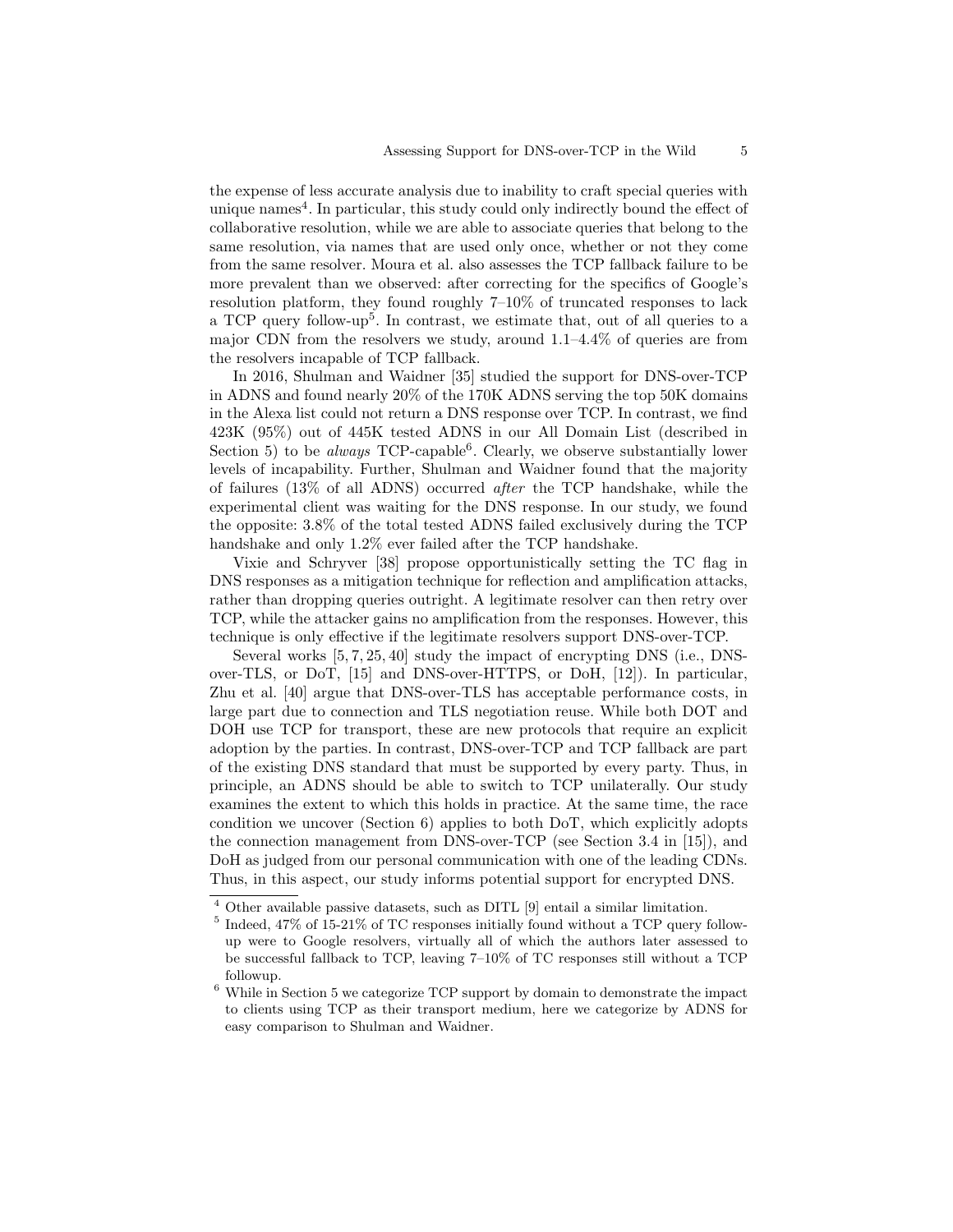the expense of less accurate analysis due to inability to craft special queries with unique names[4]. In particular, this study could only indirectly bound the effect of collaborative resolution, while we are able to associate queries that belong to the same resolution, via names that are used only once, whether or not they come from the same resolver. Moura et al. also assesses the TCP fallback failure to be more prevalent than we observed: after correcting for the specifics of Google's resolution platform, they found roughly 7–10% of truncated responses to lack a TCP query follow-up[5]. In contrast, we estimate that, out of all queries to a major CDN from the resolvers we study, around 1.1–4.4% of queries are from the resolvers incapable of TCP fallback.

In 2016, Shulman and Waidner [35] studied the support for DNS-over-TCP in ADNS and found nearly 20% of the 170K ADNS serving the top 50K domains in the Alexa list could not return a DNS response over TCP. In contrast, we find 423K (95%) out of 445K tested ADNS in our All Domain List (described in Section 5) to be *always* TCP-capable[6]. Clearly, we observe substantially lower levels of incapability. Further, Shulman and Waidner found that the majority of failures (13% of all ADNS) occurred *after* the TCP handshake, while the experimental client was waiting for the DNS response. In our study, we found the opposite: 3.8% of the total tested ADNS failed exclusively during the TCP handshake and only 1.2% ever failed after the TCP handshake.

Vixie and Schryver [38] propose opportunistically setting the TC flag in DNS responses as a mitigation technique for reflection and amplification attacks, rather than dropping queries outright. A legitimate resolver can then retry over TCP, while the attacker gains no amplification from the responses. However, this technique is only effective if the legitimate resolvers support DNS-over-TCP.

Several works [5, 7, 25, 40] study the impact of encrypting DNS (i.e., DNS-over-TLS, or DoT, [15] and DNS-over-HTTPS, or DoH, [12]). In particular, Zhu et al. [40] argue that DNS-over-TLS has acceptable performance costs, in large part due to connection and TLS negotiation reuse. While both DOT and DOH use TCP for transport, these are new protocols that require an explicit adoption by the parties. In contrast, DNS-over-TCP and TCP fallback are part of the existing DNS standard that must be supported by every party. Thus, in principle, an ADNS should be able to switch to TCP unilaterally. Our study examines the extent to which this holds in practice. At the same time, the race condition we uncover (Section 6) applies to both DoT, which explicitly adopts the connection management from DNS-over-TCP (see Section 3.4 in [15]), and DoH as judged from our personal communication with one of the leading CDNs. Thus, in this aspect, our study informs potential support for encrypted DNS.

---

[4] Other available passive datasets, such as DITL [9] entail a similar limitation.

[5] Indeed, 47% of 15-21% of TC responses initially found without a TCP query follow-up were to Google resolvers, virtually all of which the authors later assessed to be successful fallback to TCP, leaving 7–10% of TC responses still without a TCP followup.

[6] While in Section 5 we categorize TCP support by domain to demonstrate the impact to clients using TCP as their transport medium, here we categorize by ADNS for easy comparison to Shulman and Waidner.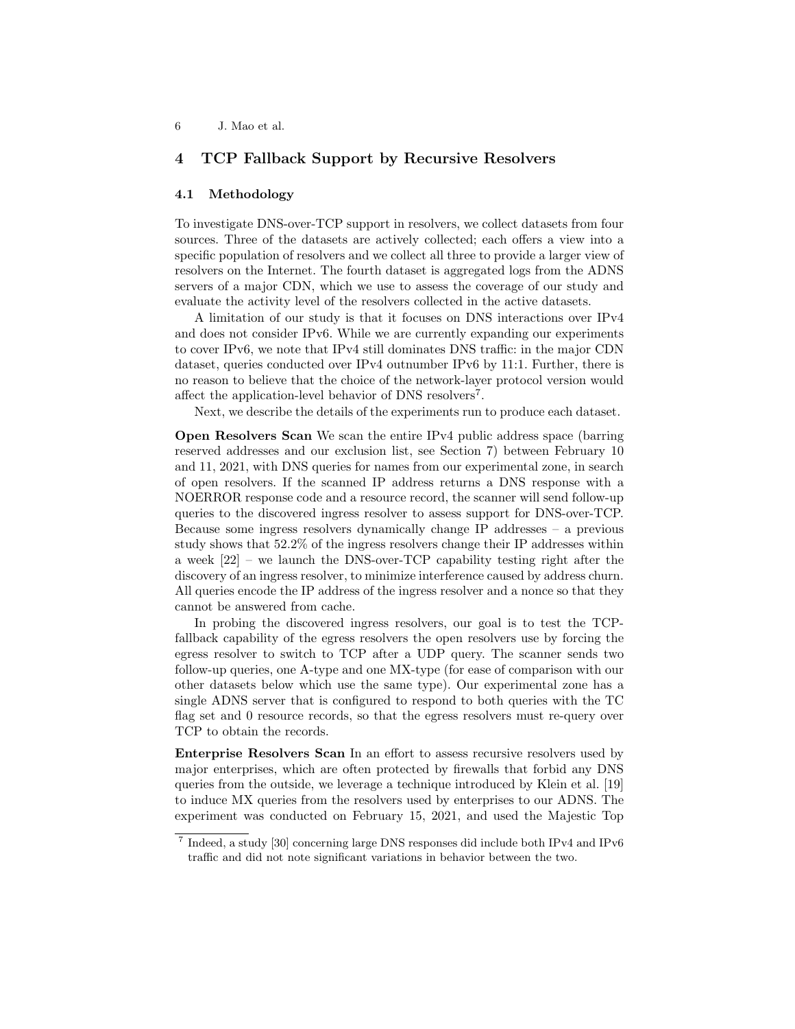## 4 TCP Fallback Support by Recursive Resolvers

### 4.1 Methodology

To investigate DNS-over-TCP support in resolvers, we collect datasets from four sources. Three of the datasets are actively collected; each offers a view into a specific population of resolvers and we collect all three to provide a larger view of resolvers on the Internet. The fourth dataset is aggregated logs from the ADNS servers of a major CDN, which we use to assess the coverage of our study and evaluate the activity level of the resolvers collected in the active datasets.

A limitation of our study is that it focuses on DNS interactions over IPv4 and does not consider IPv6. While we are currently expanding our experiments to cover IPv6, we note that IPv4 still dominates DNS traffic: in the major CDN dataset, queries conducted over IPv4 outnumber IPv6 by 11:1. Further, there is no reason to believe that the choice of the network-layer protocol version would affect the application-level behavior of DNS resolvers[7].

Next, we describe the details of the experiments run to produce each dataset.

**Open Resolvers Scan** We scan the entire IPv4 public address space (barring reserved addresses and our exclusion list, see Section 7) between February 10 and 11, 2021, with DNS queries for names from our experimental zone, in search of open resolvers. If the scanned IP address returns a DNS response with a NOERROR response code and a resource record, the scanner will send follow-up queries to the discovered ingress resolver to assess support for DNS-over-TCP. Because some ingress resolvers dynamically change IP addresses – a previous study shows that 52.2% of the ingress resolvers change their IP addresses within a week [22] – we launch the DNS-over-TCP capability testing right after the discovery of an ingress resolver, to minimize interference caused by address churn. All queries encode the IP address of the ingress resolver and a nonce so that they cannot be answered from cache.

In probing the discovered ingress resolvers, our goal is to test the TCP-fallback capability of the egress resolvers the open resolvers use by forcing the egress resolver to switch to TCP after a UDP query. The scanner sends two follow-up queries, one A-type and one MX-type (for ease of comparison with our other datasets below which use the same type). Our experimental zone has a single ADNS server that is configured to respond to both queries with the TC flag set and 0 resource records, so that the egress resolvers must re-query over TCP to obtain the records.

**Enterprise Resolvers Scan** In an effort to assess recursive resolvers used by major enterprises, which are often protected by firewalls that forbid any DNS queries from the outside, we leverage a technique introduced by Klein et al. [19] to induce MX queries from the resolvers used by enterprises to our ADNS. The experiment was conducted on February 15, 2021, and used the Majestic Top

[7] Indeed, a study [30] concerning large DNS responses did include both IPv4 and IPv6 traffic and did not note significant variations in behavior between the two.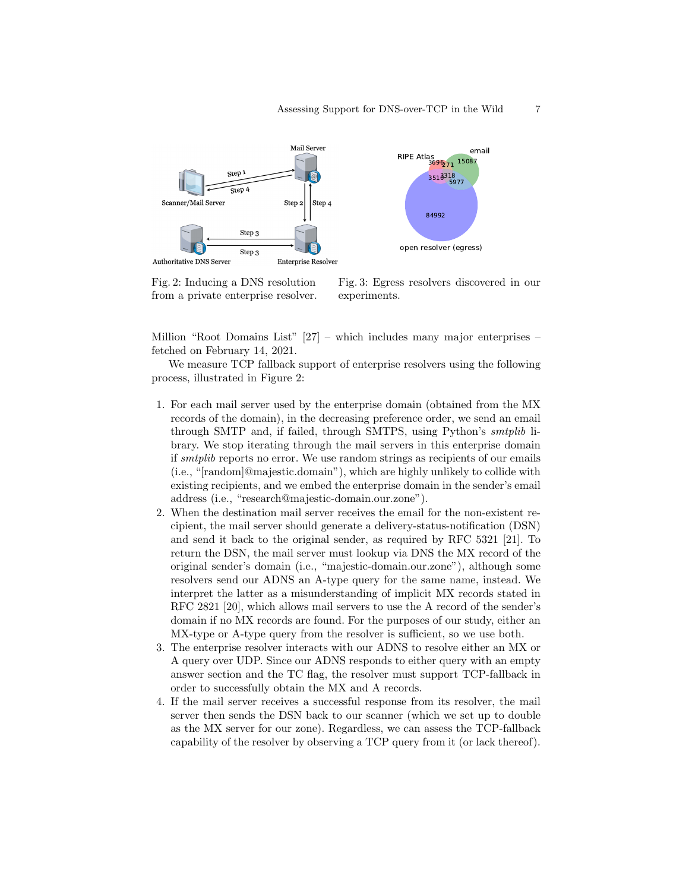Mail Server

Step 1

Step 4

Scanner/Mail Server

Step 2

Step 4

Step 3

Step 3

Authoritative DNS Server

Enterprise Resolver

Fig. 2: Inducing a DNS resolution from a private enterprise resolver.

RIPE Atlas

email

3696

271

15087

3510

3318

5977

84992

open resolver (egress)

Fig. 3: Egress resolvers discovered in our experiments.

Million "Root Domains List" [27] – which includes many major enterprises – fetched on February 14, 2021.

We measure TCP fallback support of enterprise resolvers using the following process, illustrated in Figure 2:

1. For each mail server used by the enterprise domain (obtained from the MX records of the domain), in the decreasing preference order, we send an email through SMTP and, if failed, through SMTPS, using Python's *smtplib* library. We stop iterating through the mail servers in this enterprise domain if *smtplib* reports no error. We use random strings as recipients of our emails (i.e., "[random]@majestic.domain"), which are highly unlikely to collide with existing recipients, and we embed the enterprise domain in the sender's email address (i.e., "research@majestic-domain.our.zone").
2. When the destination mail server receives the email for the non-existent recipient, the mail server should generate a delivery-status-notification (DSN) and send it back to the original sender, as required by RFC 5321 [21]. To return the DSN, the mail server must lookup via DNS the MX record of the original sender's domain (i.e., "majestic-domain.our.zone"), although some resolvers send our ADNS an A-type query for the same name, instead. We interpret the latter as a misunderstanding of implicit MX records stated in RFC 2821 [20], which allows mail servers to use the A record of the sender's domain if no MX records are found. For the purposes of our study, either an MX-type or A-type query from the resolver is sufficient, so we use both.
3. The enterprise resolver interacts with our ADNS to resolve either an MX or A query over UDP. Since our ADNS responds to either query with an empty answer section and the TC flag, the resolver must support TCP-fallback in order to successfully obtain the MX and A records.
4. If the mail server receives a successful response from its resolver, the mail server then sends the DSN back to our scanner (which we set up to double as the MX server for our zone). Regardless, we can assess the TCP-fallback capability of the resolver by observing a TCP query from it (or lack thereof).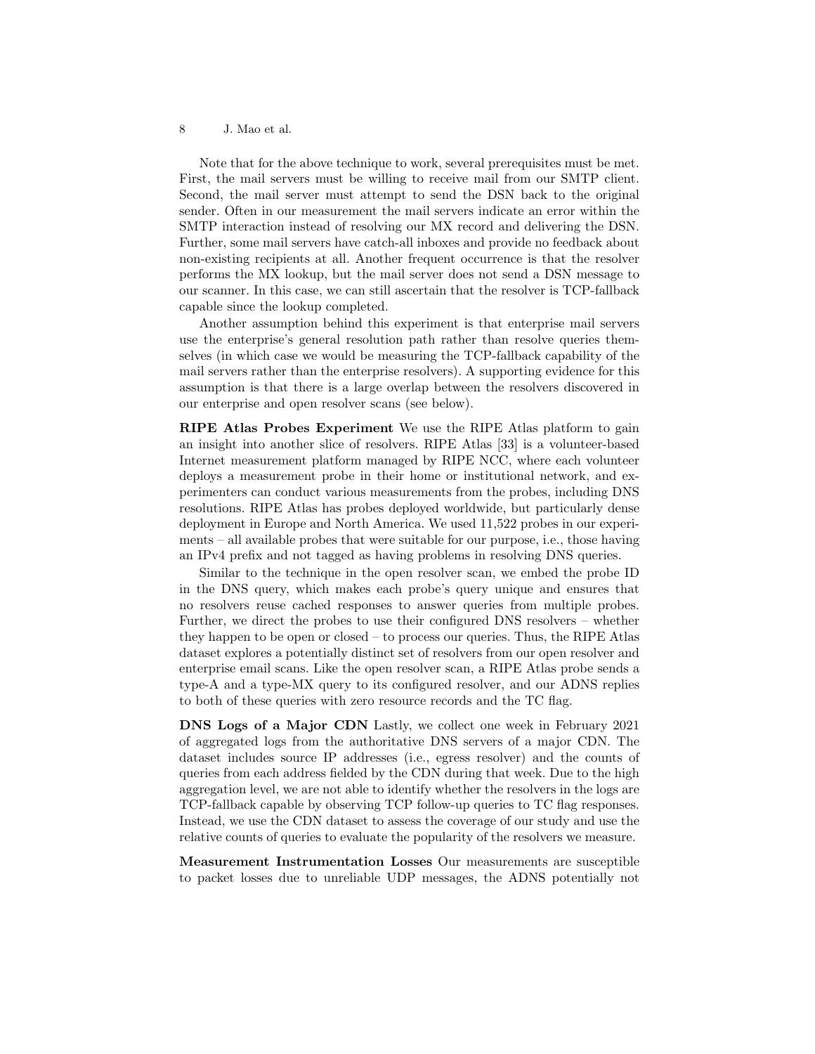Note that for the above technique to work, several prerequisites must be met. First, the mail servers must be willing to receive mail from our SMTP client. Second, the mail server must attempt to send the DSN back to the original sender. Often in our measurement the mail servers indicate an error within the SMTP interaction instead of resolving our MX record and delivering the DSN. Further, some mail servers have catch-all inboxes and provide no feedback about non-existing recipients at all. Another frequent occurrence is that the resolver performs the MX lookup, but the mail server does not send a DSN message to our scanner. In this case, we can still ascertain that the resolver is TCP-fallback capable since the lookup completed.

Another assumption behind this experiment is that enterprise mail servers use the enterprise's general resolution path rather than resolve queries themselves (in which case we would be measuring the TCP-fallback capability of the mail servers rather than the enterprise resolvers). A supporting evidence for this assumption is that there is a large overlap between the resolvers discovered in our enterprise and open resolver scans (see below).

**RIPE Atlas Probes Experiment** We use the RIPE Atlas platform to gain an insight into another slice of resolvers. RIPE Atlas [33] is a volunteer-based Internet measurement platform managed by RIPE NCC, where each volunteer deploys a measurement probe in their home or institutional network, and experimenters can conduct various measurements from the probes, including DNS resolutions. RIPE Atlas has probes deployed worldwide, but particularly dense deployment in Europe and North America. We used 11,522 probes in our experiments – all available probes that were suitable for our purpose, i.e., those having an IPv4 prefix and not tagged as having problems in resolving DNS queries.

Similar to the technique in the open resolver scan, we embed the probe ID in the DNS query, which makes each probe's query unique and ensures that no resolvers reuse cached responses to answer queries from multiple probes. Further, we direct the probes to use their configured DNS resolvers – whether they happen to be open or closed – to process our queries. Thus, the RIPE Atlas dataset explores a potentially distinct set of resolvers from our open resolver and enterprise email scans. Like the open resolver scan, a RIPE Atlas probe sends a type-A and a type-MX query to its configured resolver, and our ADNS replies to both of these queries with zero resource records and the TC flag.

**DNS Logs of a Major CDN** Lastly, we collect one week in February 2021 of aggregated logs from the authoritative DNS servers of a major CDN. The dataset includes source IP addresses (i.e., egress resolver) and the counts of queries from each address fielded by the CDN during that week. Due to the high aggregation level, we are not able to identify whether the resolvers in the logs are TCP-fallback capable by observing TCP follow-up queries to TC flag responses. Instead, we use the CDN dataset to assess the coverage of our study and use the relative counts of queries to evaluate the popularity of the resolvers we measure.

**Measurement Instrumentation Losses** Our measurements are susceptible to packet losses due to unreliable UDP messages, the ADNS potentially not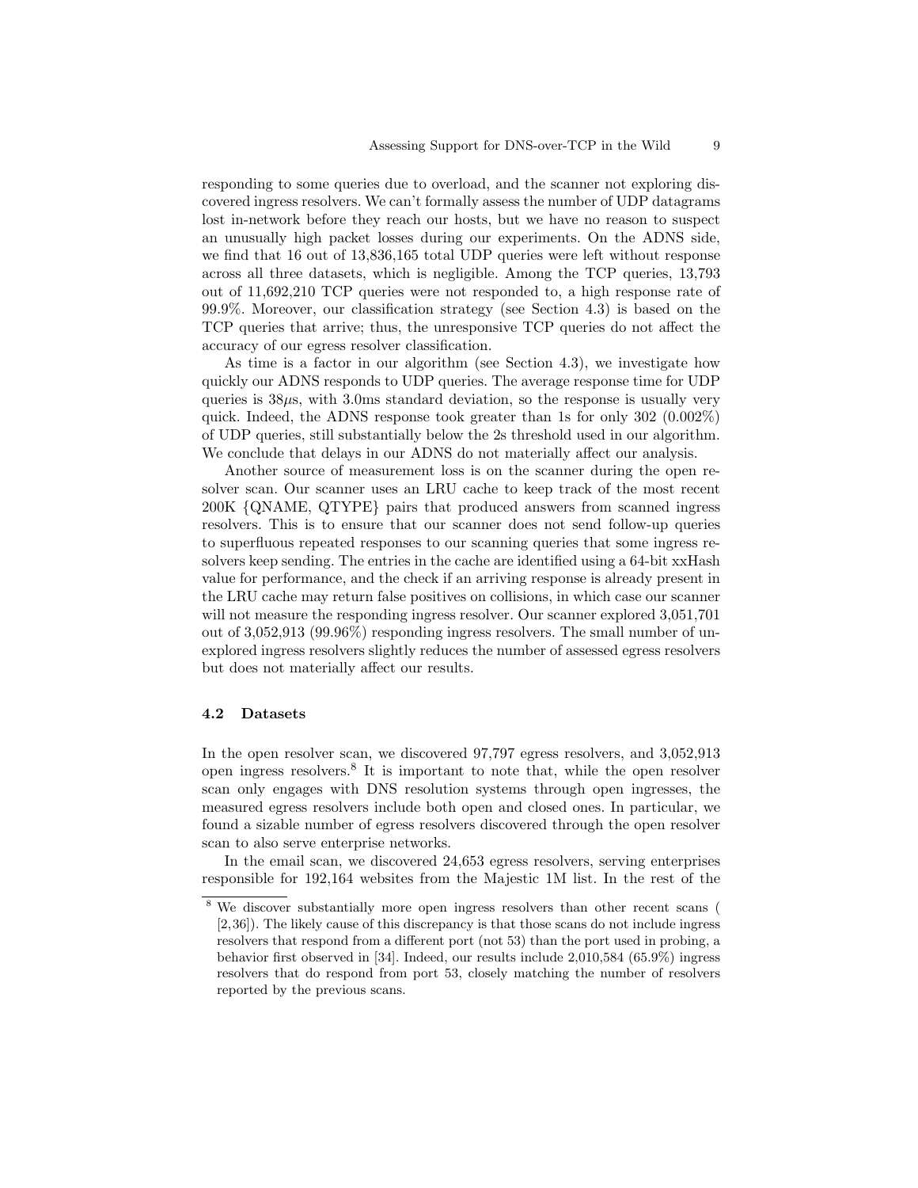responding to some queries due to overload, and the scanner not exploring discovered ingress resolvers. We can't formally assess the number of UDP datagrams lost in-network before they reach our hosts, but we have no reason to suspect an unusually high packet losses during our experiments. On the ADNS side, we find that 16 out of 13,836,165 total UDP queries were left without response across all three datasets, which is negligible. Among the TCP queries, 13,793 out of 11,692,210 TCP queries were not responded to, a high response rate of 99.9%. Moreover, our classification strategy (see Section 4.3) is based on the TCP queries that arrive; thus, the unresponsive TCP queries do not affect the accuracy of our egress resolver classification.

As time is a factor in our algorithm (see Section 4.3), we investigate how quickly our ADNS responds to UDP queries. The average response time for UDP queries is $38\mu$s, with 3.0ms standard deviation, so the response is usually very quick. Indeed, the ADNS response took greater than 1s for only 302 (0.002%) of UDP queries, still substantially below the 2s threshold used in our algorithm. We conclude that delays in our ADNS do not materially affect our analysis.

Another source of measurement loss is on the scanner during the open resolver scan. Our scanner uses an LRU cache to keep track of the most recent 200K {QNAME, QTYPE} pairs that produced answers from scanned ingress resolvers. This is to ensure that our scanner does not send follow-up queries to superfluous repeated responses to our scanning queries that some ingress resolvers keep sending. The entries in the cache are identified using a 64-bit xxHash value for performance, and the check if an arriving response is already present in the LRU cache may return false positives on collisions, in which case our scanner will not measure the responding ingress resolver. Our scanner explored 3,051,701 out of 3,052,913 (99.96%) responding ingress resolvers. The small number of unexplored ingress resolvers slightly reduces the number of assessed egress resolvers but does not materially affect our results.

### 4.2 Datasets

In the open resolver scan, we discovered 97,797 egress resolvers, and 3,052,913 open ingress resolvers.[8] It is important to note that, while the open resolver scan only engages with DNS resolution systems through open ingresses, the measured egress resolvers include both open and closed ones. In particular, we found a sizable number of egress resolvers discovered through the open resolver scan to also serve enterprise networks.

In the email scan, we discovered 24,653 egress resolvers, serving enterprises responsible for 192,164 websites from the Majestic 1M list. In the rest of the

[8] We discover substantially more open ingress resolvers than other recent scans ( [2,36]). The likely cause of this discrepancy is that those scans do not include ingress resolvers that respond from a different port (not 53) than the port used in probing, a behavior first observed in [34]. Indeed, our results include 2,010,584 (65.9%) ingress resolvers that do respond from port 53, closely matching the number of resolvers reported by the previous scans.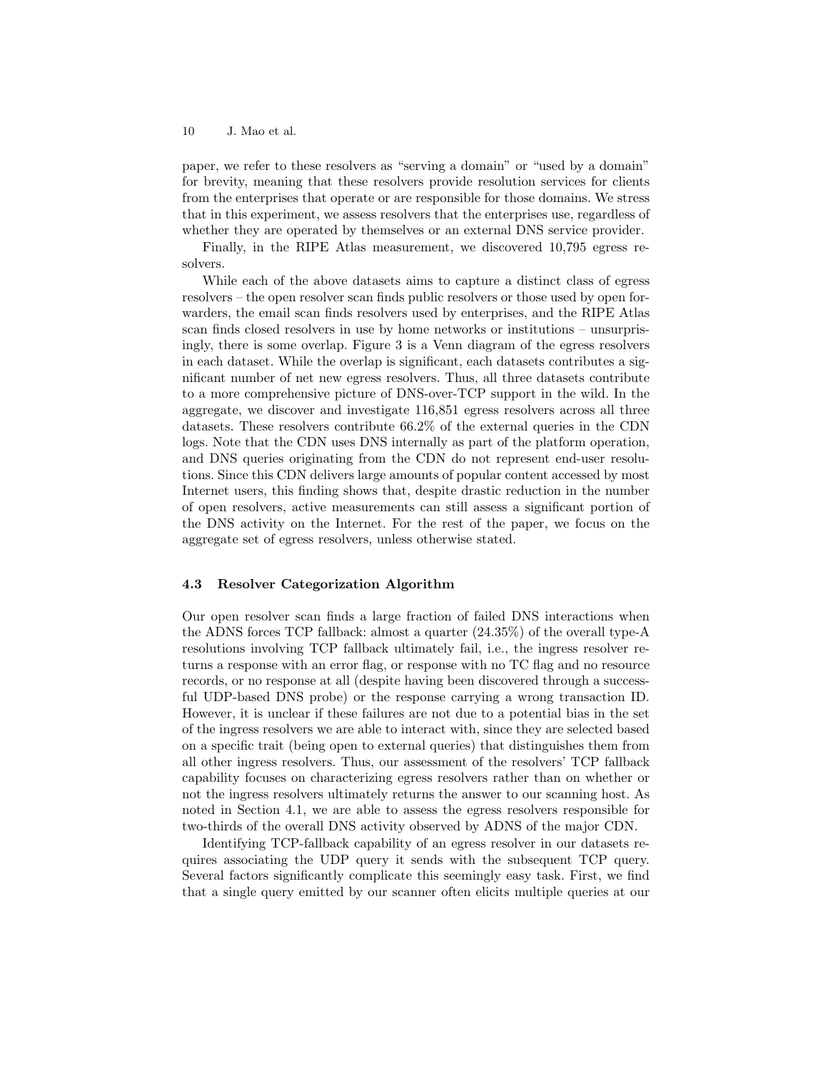paper, we refer to these resolvers as "serving a domain" or "used by a domain" for brevity, meaning that these resolvers provide resolution services for clients from the enterprises that operate or are responsible for those domains. We stress that in this experiment, we assess resolvers that the enterprises use, regardless of whether they are operated by themselves or an external DNS service provider.

Finally, in the RIPE Atlas measurement, we discovered 10,795 egress resolvers.

While each of the above datasets aims to capture a distinct class of egress resolvers – the open resolver scan finds public resolvers or those used by open forwarders, the email scan finds resolvers used by enterprises, and the RIPE Atlas scan finds closed resolvers in use by home networks or institutions – unsurprisingly, there is some overlap. Figure 3 is a Venn diagram of the egress resolvers in each dataset. While the overlap is significant, each datasets contributes a significant number of net new egress resolvers. Thus, all three datasets contribute to a more comprehensive picture of DNS-over-TCP support in the wild. In the aggregate, we discover and investigate 116,851 egress resolvers across all three datasets. These resolvers contribute 66.2% of the external queries in the CDN logs. Note that the CDN uses DNS internally as part of the platform operation, and DNS queries originating from the CDN do not represent end-user resolutions. Since this CDN delivers large amounts of popular content accessed by most Internet users, this finding shows that, despite drastic reduction in the number of open resolvers, active measurements can still assess a significant portion of the DNS activity on the Internet. For the rest of the paper, we focus on the aggregate set of egress resolvers, unless otherwise stated.

### 4.3 Resolver Categorization Algorithm

Our open resolver scan finds a large fraction of failed DNS interactions when the ADNS forces TCP fallback: almost a quarter (24.35%) of the overall type-A resolutions involving TCP fallback ultimately fail, i.e., the ingress resolver returns a response with an error flag, or response with no TC flag and no resource records, or no response at all (despite having been discovered through a successful UDP-based DNS probe) or the response carrying a wrong transaction ID. However, it is unclear if these failures are not due to a potential bias in the set of the ingress resolvers we are able to interact with, since they are selected based on a specific trait (being open to external queries) that distinguishes them from all other ingress resolvers. Thus, our assessment of the resolvers' TCP fallback capability focuses on characterizing egress resolvers rather than on whether or not the ingress resolvers ultimately returns the answer to our scanning host. As noted in Section 4.1, we are able to assess the egress resolvers responsible for two-thirds of the overall DNS activity observed by ADNS of the major CDN.

Identifying TCP-fallback capability of an egress resolver in our datasets requires associating the UDP query it sends with the subsequent TCP query. Several factors significantly complicate this seemingly easy task. First, we find that a single query emitted by our scanner often elicits multiple queries at our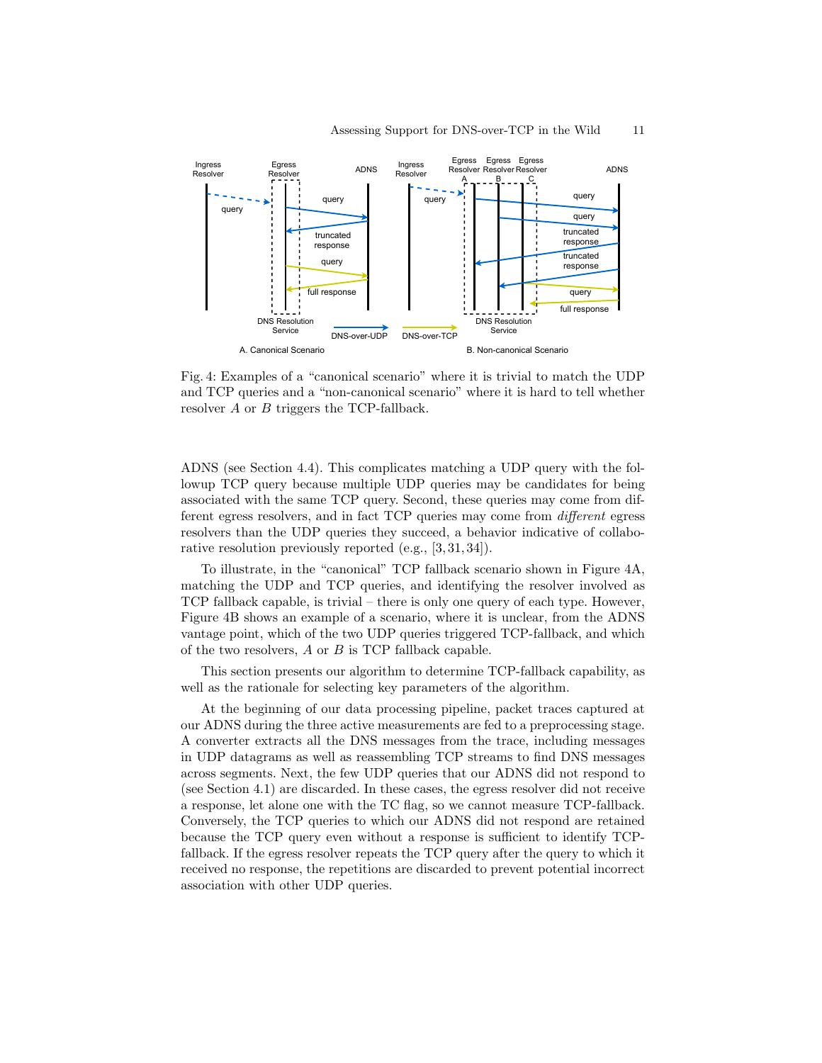Fig. 4: Examples of a “canonical scenario” where it is trivial to match the UDP and TCP queries and a “non-canonical scenario” where it is hard to tell whether resolver *A* or *B* triggers the TCP-fallback.

ADNS (see Section 4.4). This complicates matching a UDP query with the followup TCP query because multiple UDP queries may be candidates for being associated with the same TCP query. Second, these queries may come from different egress resolvers, and in fact TCP queries may come from *different* egress resolvers than the UDP queries they succeed, a behavior indicative of collaborative resolution previously reported (e.g., [3, 31, 34]).

To illustrate, in the “canonical” TCP fallback scenario shown in Figure 4A, matching the UDP and TCP queries, and identifying the resolver involved as TCP fallback capable, is trivial – there is only one query of each type. However, Figure 4B shows an example of a scenario, where it is unclear, from the ADNS vantage point, which of the two UDP queries triggered TCP-fallback, and which of the two resolvers, *A* or *B* is TCP fallback capable.

This section presents our algorithm to determine TCP-fallback capability, as well as the rationale for selecting key parameters of the algorithm.

At the beginning of our data processing pipeline, packet traces captured at our ADNS during the three active measurements are fed to a preprocessing stage. A converter extracts all the DNS messages from the trace, including messages in UDP datagrams as well as reassembling TCP streams to find DNS messages across segments. Next, the few UDP queries that our ADNS did not respond to (see Section 4.1) are discarded. In these cases, the egress resolver did not receive a response, let alone one with the TC flag, so we cannot measure TCP-fallback. Conversely, the TCP queries to which our ADNS did not respond are retained because the TCP query even without a response is sufficient to identify TCP-fallback. If the egress resolver repeats the TCP query after the query to which it received no response, the repetitions are discarded to prevent potential incorrect association with other UDP queries.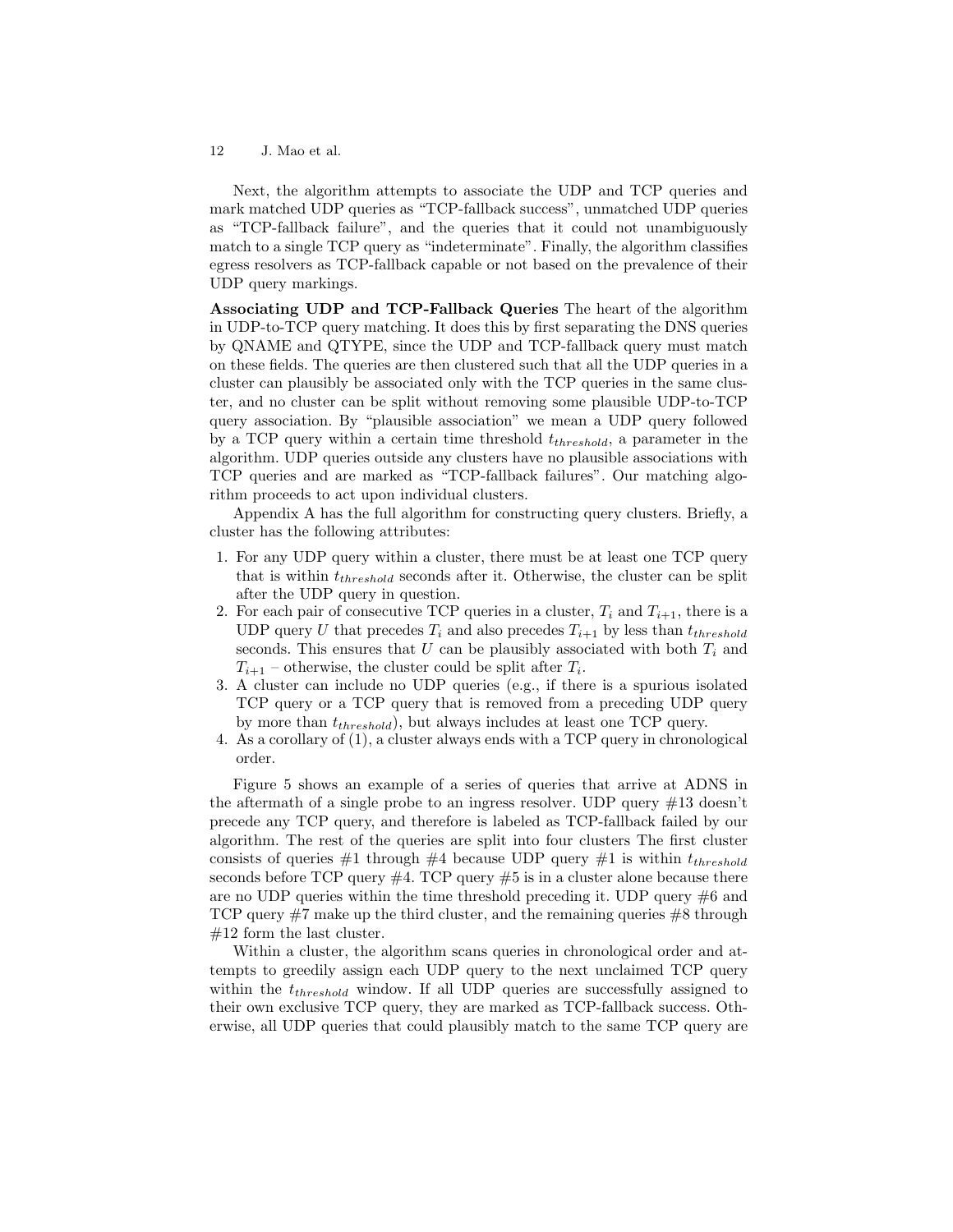Next, the algorithm attempts to associate the UDP and TCP queries and mark matched UDP queries as "TCP-fallback success", unmatched UDP queries as "TCP-fallback failure", and the queries that it could not unambiguously match to a single TCP query as "indeterminate". Finally, the algorithm classifies egress resolvers as TCP-fallback capable or not based on the prevalence of their UDP query markings.

**Associating UDP and TCP-Fallback Queries** The heart of the algorithm in UDP-to-TCP query matching. It does this by first separating the DNS queries by QNAME and QTYPE, since the UDP and TCP-fallback query must match on these fields. The queries are then clustered such that all the UDP queries in a cluster can plausibly be associated only with the TCP queries in the same cluster, and no cluster can be split without removing some plausible UDP-to-TCP query association. By "plausible association" we mean a UDP query followed by a TCP query within a certain time threshold $t_{threshold}$, a parameter in the algorithm. UDP queries outside any clusters have no plausible associations with TCP queries and are marked as "TCP-fallback failures". Our matching algorithm proceeds to act upon individual clusters.

Appendix A has the full algorithm for constructing query clusters. Briefly, a cluster has the following attributes:

1. For any UDP query within a cluster, there must be at least one TCP query that is within $t_{threshold}$ seconds after it. Otherwise, the cluster can be split after the UDP query in question.
2. For each pair of consecutive TCP queries in a cluster, $T_i$ and $T_{i+1}$, there is a UDP query $U$ that precedes $T_i$ and also precedes $T_{i+1}$ by less than $t_{threshold}$ seconds. This ensures that $U$ can be plausibly associated with both $T_i$ and $T_{i+1}$ – otherwise, the cluster could be split after $T_i$.
3. A cluster can include no UDP queries (e.g., if there is a spurious isolated TCP query or a TCP query that is removed from a preceding UDP query by more than $t_{threshold}$), but always includes at least one TCP query.
4. As a corollary of (1), a cluster always ends with a TCP query in chronological order.

Figure 5 shows an example of a series of queries that arrive at ADNS in the aftermath of a single probe to an ingress resolver. UDP query #13 doesn't precede any TCP query, and therefore is labeled as TCP-fallback failed by our algorithm. The rest of the queries are split into four clusters The first cluster consists of queries #1 through #4 because UDP query #1 is within $t_{threshold}$ seconds before TCP query #4. TCP query #5 is in a cluster alone because there are no UDP queries within the time threshold preceding it. UDP query #6 and TCP query #7 make up the third cluster, and the remaining queries #8 through #12 form the last cluster.

Within a cluster, the algorithm scans queries in chronological order and attempts to greedily assign each UDP query to the next unclaimed TCP query within the $t_{threshold}$ window. If all UDP queries are successfully assigned to their own exclusive TCP query, they are marked as TCP-fallback success. Otherwise, all UDP queries that could plausibly match to the same TCP query are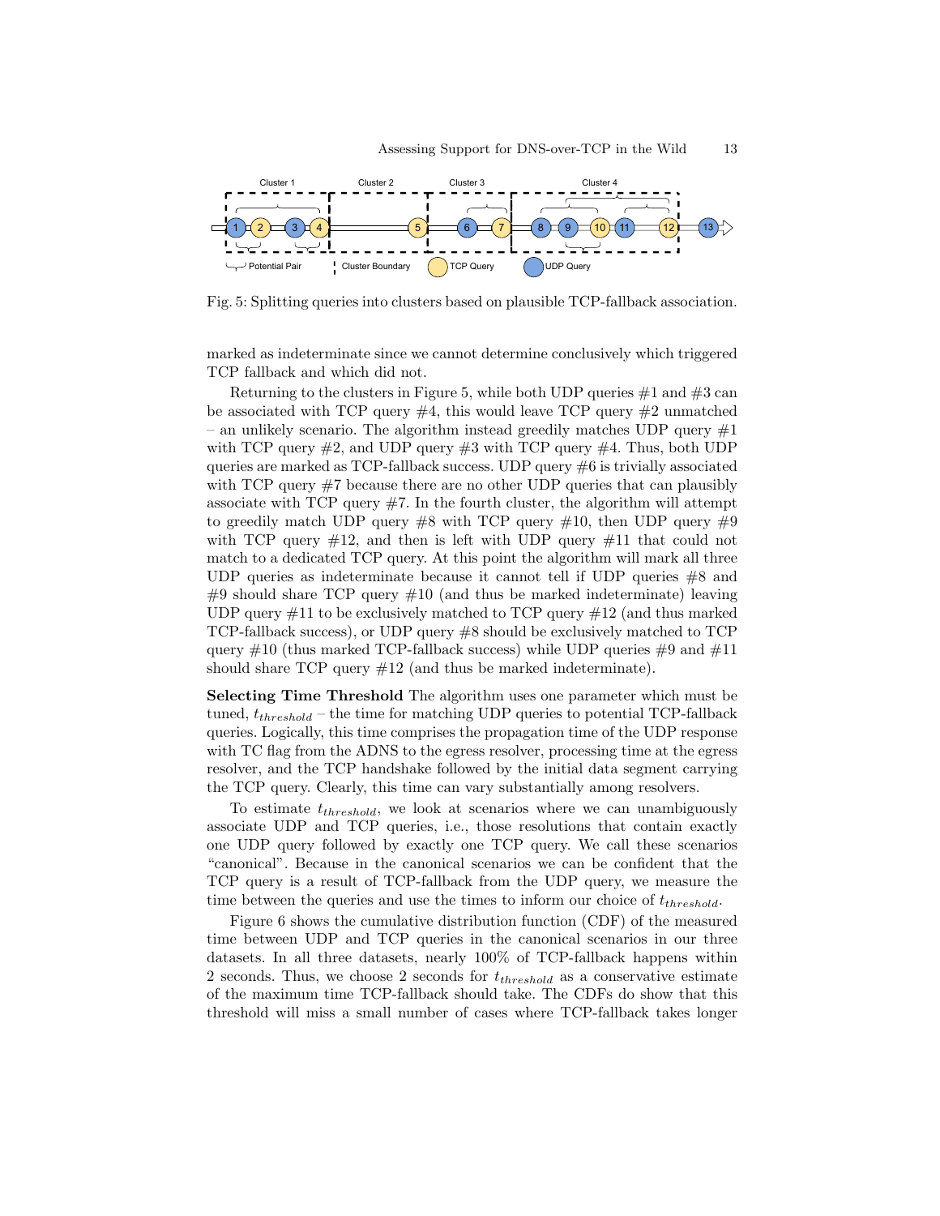Fig. 5: Splitting queries into clusters based on plausible TCP-fallback association.

marked as indeterminate since we cannot determine conclusively which triggered TCP fallback and which did not.

Returning to the clusters in Figure 5, while both UDP queries #1 and #3 can be associated with TCP query #4, this would leave TCP query #2 unmatched – an unlikely scenario. The algorithm instead greedily matches UDP query #1 with TCP query #2, and UDP query #3 with TCP query #4. Thus, both UDP queries are marked as TCP-fallback success. UDP query #6 is trivially associated with TCP query #7 because there are no other UDP queries that can plausibly associate with TCP query #7. In the fourth cluster, the algorithm will attempt to greedily match UDP query #8 with TCP query #10, then UDP query #9 with TCP query #12, and then is left with UDP query #11 that could not match to a dedicated TCP query. At this point the algorithm will mark all three UDP queries as indeterminate because it cannot tell if UDP queries #8 and #9 should share TCP query #10 (and thus be marked indeterminate) leaving UDP query #11 to be exclusively matched to TCP query #12 (and thus marked TCP-fallback success), or UDP query #8 should be exclusively matched to TCP query #10 (thus marked TCP-fallback success) while UDP queries #9 and #11 should share TCP query #12 (and thus be marked indeterminate).

**Selecting Time Threshold** The algorithm uses one parameter which must be tuned, $t_{threshold}$ – the time for matching UDP queries to potential TCP-fallback queries. Logically, this time comprises the propagation time of the UDP response with TC flag from the ADNS to the egress resolver, processing time at the egress resolver, and the TCP handshake followed by the initial data segment carrying the TCP query. Clearly, this time can vary substantially among resolvers.

To estimate $t_{threshold}$, we look at scenarios where we can unambiguously associate UDP and TCP queries, i.e., those resolutions that contain exactly one UDP query followed by exactly one TCP query. We call these scenarios "canonical". Because in the canonical scenarios we can be confident that the TCP query is a result of TCP-fallback from the UDP query, we measure the time between the queries and use the times to inform our choice of $t_{threshold}$.

Figure 6 shows the cumulative distribution function (CDF) of the measured time between UDP and TCP queries in the canonical scenarios in our three datasets. In all three datasets, nearly 100% of TCP-fallback happens within 2 seconds. Thus, we choose 2 seconds for $t_{threshold}$ as a conservative estimate of the maximum time TCP-fallback should take. The CDFs do show that this threshold will miss a small number of cases where TCP-fallback takes longer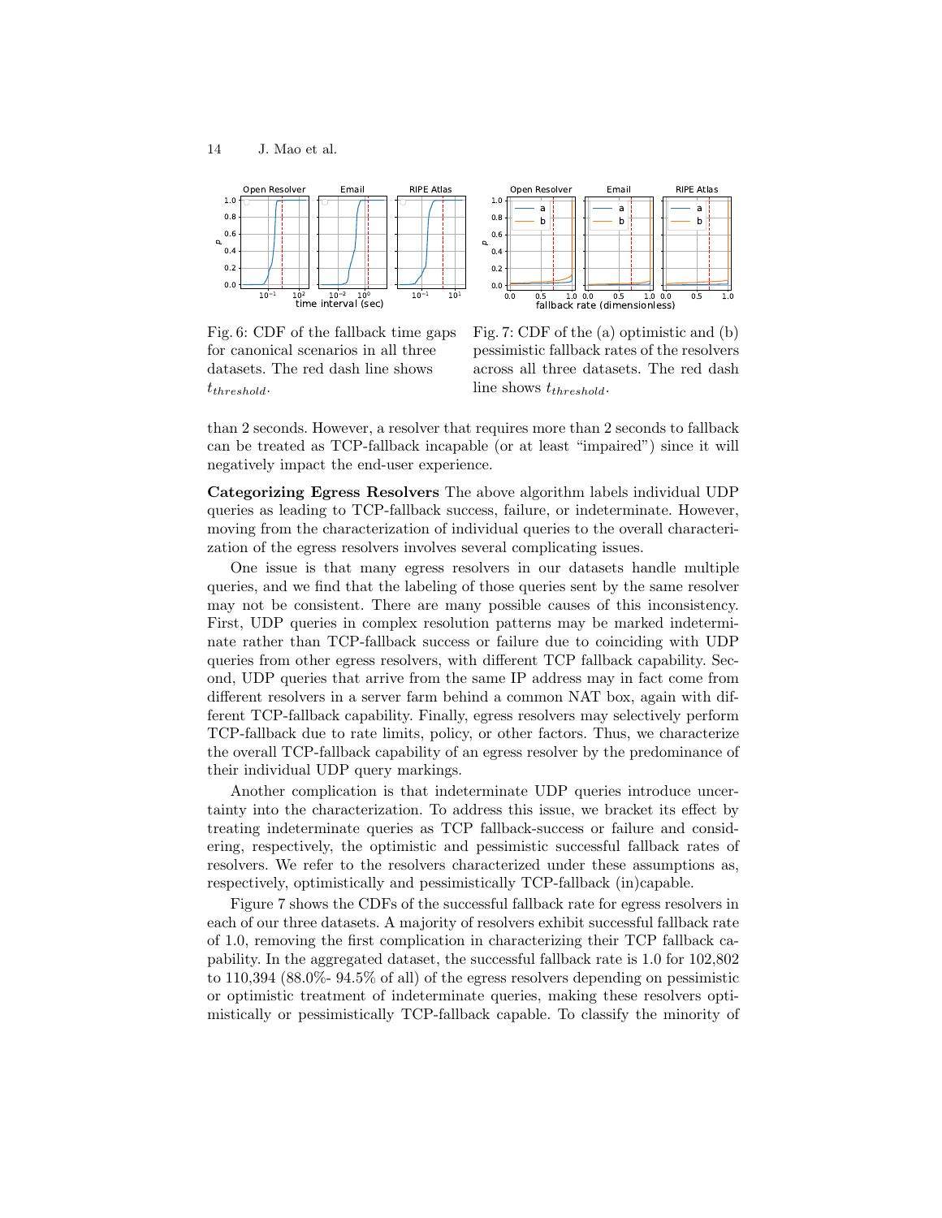Fig. 6: CDF of the fallback time gaps for canonical scenarios in all three datasets. The red dash line shows $t_{threshold}$.

Fig. 7: CDF of the (a) optimistic and (b) pessimistic fallback rates of the resolvers across all three datasets. The red dash line shows $t_{threshold}$.

than 2 seconds. However, a resolver that requires more than 2 seconds to fallback can be treated as TCP-fallback incapable (or at least "impaired") since it will negatively impact the end-user experience.

**Categorizing Egress Resolvers** The above algorithm labels individual UDP queries as leading to TCP-fallback success, failure, or indeterminate. However, moving from the characterization of individual queries to the overall characterization of the egress resolvers involves several complicating issues.

One issue is that many egress resolvers in our datasets handle multiple queries, and we find that the labeling of those queries sent by the same resolver may not be consistent. There are many possible causes of this inconsistency. First, UDP queries in complex resolution patterns may be marked indeterminate rather than TCP-fallback success or failure due to coinciding with UDP queries from other egress resolvers, with different TCP fallback capability. Second, UDP queries that arrive from the same IP address may in fact come from different resolvers in a server farm behind a common NAT box, again with different TCP-fallback capability. Finally, egress resolvers may selectively perform TCP-fallback due to rate limits, policy, or other factors. Thus, we characterize the overall TCP-fallback capability of an egress resolver by the predominance of their individual UDP query markings.

Another complication is that indeterminate UDP queries introduce uncertainty into the characterization. To address this issue, we bracket its effect by treating indeterminate queries as TCP fallback-success or failure and considering, respectively, the optimistic and pessimistic successful fallback rates of resolvers. We refer to the resolvers characterized under these assumptions as, respectively, optimistically and pessimistically TCP-fallback (in)capable.

Figure 7 shows the CDFs of the successful fallback rate for egress resolvers in each of our three datasets. A majority of resolvers exhibit successful fallback rate of 1.0, removing the first complication in characterizing their TCP fallback capability. In the aggregated dataset, the successful fallback rate is 1.0 for 102,802 to 110,394 (88.0%- 94.5% of all) of the egress resolvers depending on pessimistic or optimistic treatment of indeterminate queries, making these resolvers optimistically or pessimistically TCP-fallback capable. To classify the minority of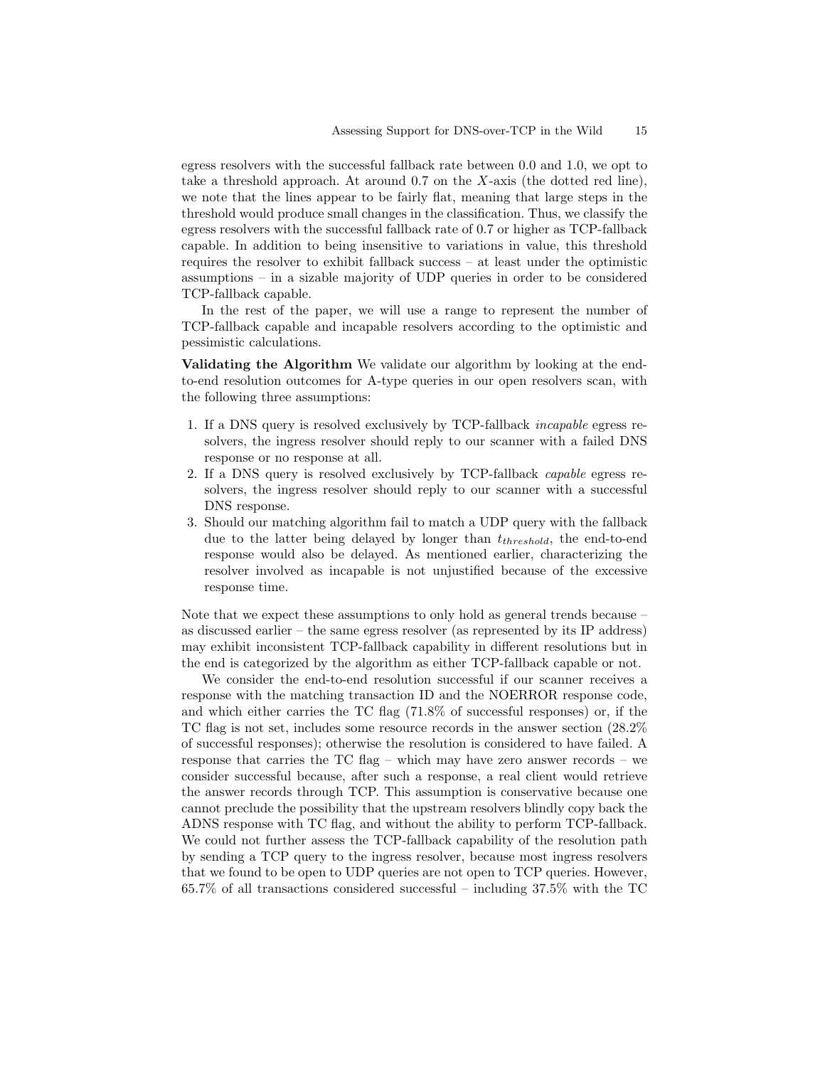egress resolvers with the successful fallback rate between 0.0 and 1.0, we opt to take a threshold approach. At around 0.7 on the $X$-axis (the dotted red line), we note that the lines appear to be fairly flat, meaning that large steps in the threshold would produce small changes in the classification. Thus, we classify the egress resolvers with the successful fallback rate of 0.7 or higher as TCP-fallback capable. In addition to being insensitive to variations in value, this threshold requires the resolver to exhibit fallback success – at least under the optimistic assumptions – in a sizable majority of UDP queries in order to be considered TCP-fallback capable.

In the rest of the paper, we will use a range to represent the number of TCP-fallback capable and incapable resolvers according to the optimistic and pessimistic calculations.

**Validating the Algorithm** We validate our algorithm by looking at the end-to-end resolution outcomes for A-type queries in our open resolvers scan, with the following three assumptions:

1. If a DNS query is resolved exclusively by TCP-fallback *incapable* egress resolvers, the ingress resolver should reply to our scanner with a failed DNS response or no response at all.
2. If a DNS query is resolved exclusively by TCP-fallback *capable* egress resolvers, the ingress resolver should reply to our scanner with a successful DNS response.
3. Should our matching algorithm fail to match a UDP query with the fallback due to the latter being delayed by longer than $t_{threshold}$, the end-to-end response would also be delayed. As mentioned earlier, characterizing the resolver involved as incapable is not unjustified because of the excessive response time.

Note that we expect these assumptions to only hold as general trends because – as discussed earlier – the same egress resolver (as represented by its IP address) may exhibit inconsistent TCP-fallback capability in different resolutions but in the end is categorized by the algorithm as either TCP-fallback capable or not.

We consider the end-to-end resolution successful if our scanner receives a response with the matching transaction ID and the NOERROR response code, and which either carries the TC flag (71.8% of successful responses) or, if the TC flag is not set, includes some resource records in the answer section (28.2% of successful responses); otherwise the resolution is considered to have failed. A response that carries the TC flag – which may have zero answer records – we consider successful because, after such a response, a real client would retrieve the answer records through TCP. This assumption is conservative because one cannot preclude the possibility that the upstream resolvers blindly copy back the ADNS response with TC flag, and without the ability to perform TCP-fallback. We could not further assess the TCP-fallback capability of the resolution path by sending a TCP query to the ingress resolver, because most ingress resolvers that we found to be open to UDP queries are not open to TCP queries. However, 65.7% of all transactions considered successful – including 37.5% with the TC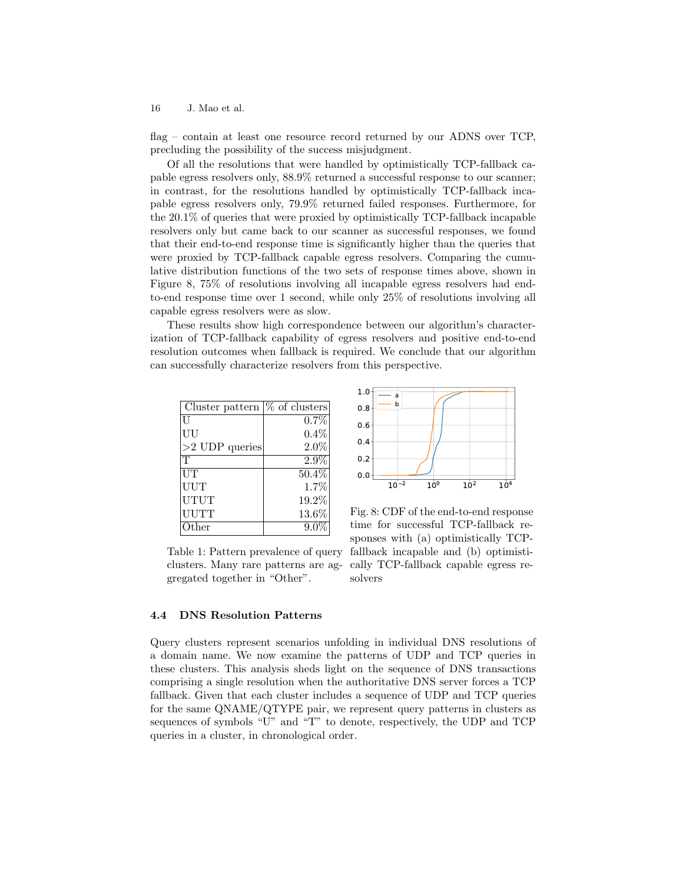flag – contain at least one resource record returned by our ADNS over TCP, precluding the possibility of the success misjudgment.

Of all the resolutions that were handled by optimistically TCP-fallback capable egress resolvers only, 88.9% returned a successful response to our scanner; in contrast, for the resolutions handled by optimistically TCP-fallback incapable egress resolvers only, 79.9% returned failed responses. Furthermore, for the 20.1% of queries that were proxied by optimistically TCP-fallback incapable resolvers only but came back to our scanner as successful responses, we found that their end-to-end response time is significantly higher than the queries that were proxied by TCP-fallback capable egress resolvers. Comparing the cumulative distribution functions of the two sets of response times above, shown in Figure 8, 75% of resolutions involving all incapable egress resolvers had end-to-end response time over 1 second, while only 25% of resolutions involving all capable egress resolvers were as slow.

These results show high correspondence between our algorithm's characterization of TCP-fallback capability of egress resolvers and positive end-to-end resolution outcomes when fallback is required. We conclude that our algorithm can successfully characterize resolvers from this perspective.

| Cluster pattern | % of clusters |
|---|---|
| U | 0.7% |
| UU | 0.4% |
| >2 UDP queries | 2.0% |
| T | 2.9% |
| UT | 50.4% |
| UUT | 1.7% |
| UTUT | 19.2% |
| UUTT | 13.6% |
| Other | 9.0% |

Table 1: Pattern prevalence of query clusters. Many rare patterns are aggregated together in "Other".

Fig. 8: CDF of the end-to-end response time for successful TCP-fallback responses with (a) optimistically TCP-fallback incapable and (b) optimistically TCP-fallback capable egress resolvers

### 4.4 DNS Resolution Patterns

Query clusters represent scenarios unfolding in individual DNS resolutions of a domain name. We now examine the patterns of UDP and TCP queries in these clusters. This analysis sheds light on the sequence of DNS transactions comprising a single resolution when the authoritative DNS server forces a TCP fallback. Given that each cluster includes a sequence of UDP and TCP queries for the same QNAME/QTYPE pair, we represent query patterns in clusters as sequences of symbols "U" and "T" to denote, respectively, the UDP and TCP queries in a cluster, in chronological order.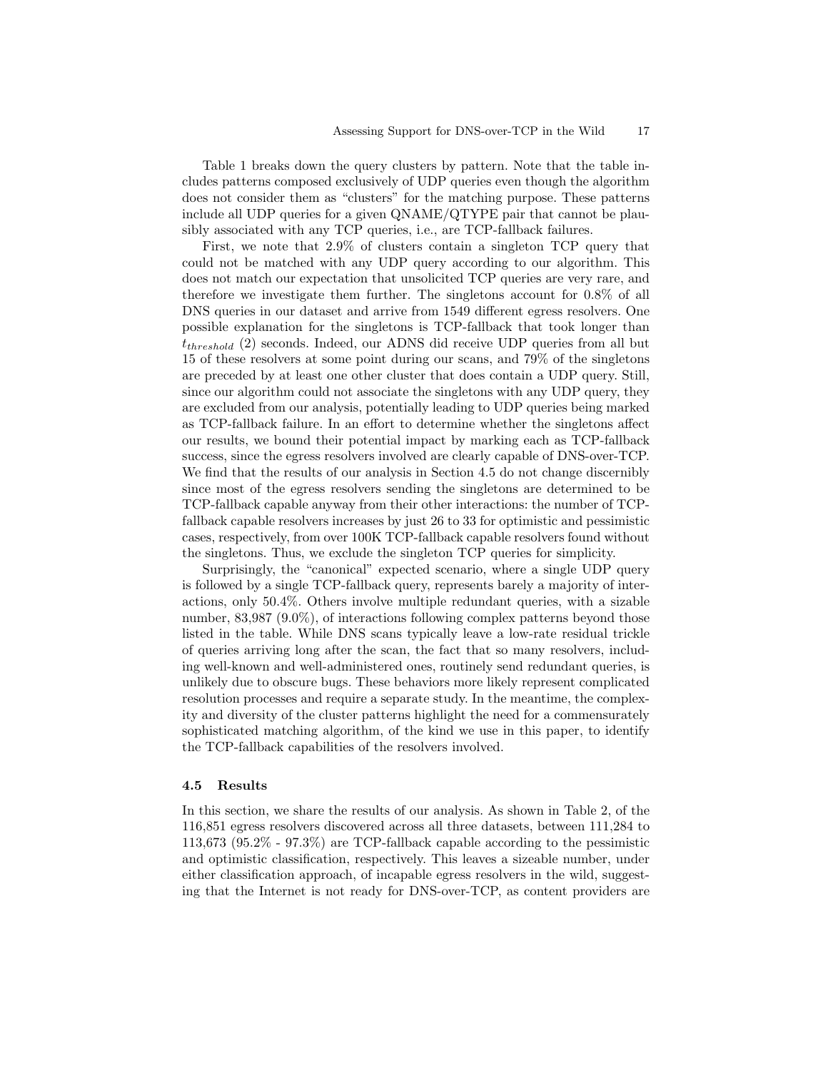Table 1 breaks down the query clusters by pattern. Note that the table includes patterns composed exclusively of UDP queries even though the algorithm does not consider them as "clusters" for the matching purpose. These patterns include all UDP queries for a given QNAME/QTYPE pair that cannot be plausibly associated with any TCP queries, i.e., are TCP-fallback failures.

First, we note that 2.9% of clusters contain a singleton TCP query that could not be matched with any UDP query according to our algorithm. This does not match our expectation that unsolicited TCP queries are very rare, and therefore we investigate them further. The singletons account for 0.8% of all DNS queries in our dataset and arrive from 1549 different egress resolvers. One possible explanation for the singletons is TCP-fallback that took longer than $t_{threshold}$ (2) seconds. Indeed, our ADNS did receive UDP queries from all but 15 of these resolvers at some point during our scans, and 79% of the singletons are preceded by at least one other cluster that does contain a UDP query. Still, since our algorithm could not associate the singletons with any UDP query, they are excluded from our analysis, potentially leading to UDP queries being marked as TCP-fallback failure. In an effort to determine whether the singletons affect our results, we bound their potential impact by marking each as TCP-fallback success, since the egress resolvers involved are clearly capable of DNS-over-TCP. We find that the results of our analysis in Section 4.5 do not change discernibly since most of the egress resolvers sending the singletons are determined to be TCP-fallback capable anyway from their other interactions: the number of TCP-fallback capable resolvers increases by just 26 to 33 for optimistic and pessimistic cases, respectively, from over 100K TCP-fallback capable resolvers found without the singletons. Thus, we exclude the singleton TCP queries for simplicity.

Surprisingly, the "canonical" expected scenario, where a single UDP query is followed by a single TCP-fallback query, represents barely a majority of interactions, only 50.4%. Others involve multiple redundant queries, with a sizable number, 83,987 (9.0%), of interactions following complex patterns beyond those listed in the table. While DNS scans typically leave a low-rate residual trickle of queries arriving long after the scan, the fact that so many resolvers, including well-known and well-administered ones, routinely send redundant queries, is unlikely due to obscure bugs. These behaviors more likely represent complicated resolution processes and require a separate study. In the meantime, the complexity and diversity of the cluster patterns highlight the need for a commensurately sophisticated matching algorithm, of the kind we use in this paper, to identify the TCP-fallback capabilities of the resolvers involved.

### 4.5 Results

In this section, we share the results of our analysis. As shown in Table 2, of the 116,851 egress resolvers discovered across all three datasets, between 111,284 to 113,673 (95.2% - 97.3%) are TCP-fallback capable according to the pessimistic and optimistic classification, respectively. This leaves a sizeable number, under either classification approach, of incapable egress resolvers in the wild, suggesting that the Internet is not ready for DNS-over-TCP, as content providers are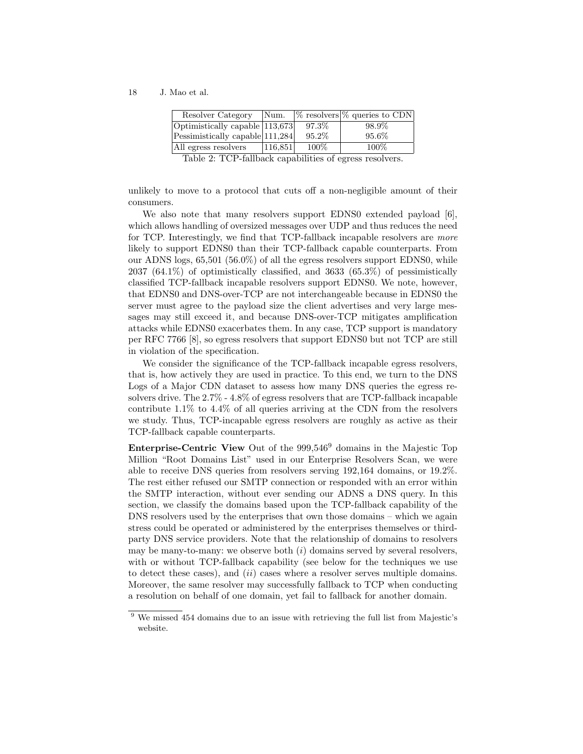| Resolver Category | Num. | % resolvers | % queries to CDN |
|---|---|---|---|
| Optimistically capable | 113,673 | 97.3% | 98.9% |
| Pessimistically capable | 111,284 | 95.2% | 95.6% |
| All egress resolvers | 116,851 | 100% | 100% |

Table 2: TCP-fallback capabilities of egress resolvers.

unlikely to move to a protocol that cuts off a non-negligible amount of their consumers.

We also note that many resolvers support EDNS0 extended payload [6], which allows handling of oversized messages over UDP and thus reduces the need for TCP. Interestingly, we find that TCP-fallback incapable resolvers are *more* likely to support EDNS0 than their TCP-fallback capable counterparts. From our ADNS logs, 65,501 (56.0%) of all the egress resolvers support EDNS0, while 2037 (64.1%) of optimistically classified, and 3633 (65.3%) of pessimistically classified TCP-fallback incapable resolvers support EDNS0. We note, however, that EDNS0 and DNS-over-TCP are not interchangeable because in EDNS0 the server must agree to the payload size the client advertises and very large messages may still exceed it, and because DNS-over-TCP mitigates amplification attacks while EDNS0 exacerbates them. In any case, TCP support is mandatory per RFC 7766 [8], so egress resolvers that support EDNS0 but not TCP are still in violation of the specification.

We consider the significance of the TCP-fallback incapable egress resolvers, that is, how actively they are used in practice. To this end, we turn to the DNS Logs of a Major CDN dataset to assess how many DNS queries the egress resolvers drive. The 2.7% - 4.8% of egress resolvers that are TCP-fallback incapable contribute 1.1% to 4.4% of all queries arriving at the CDN from the resolvers we study. Thus, TCP-incapable egress resolvers are roughly as active as their TCP-fallback capable counterparts.

**Enterprise-Centric View** Out of the 999,546[9] domains in the Majestic Top Million "Root Domains List" used in our Enterprise Resolvers Scan, we were able to receive DNS queries from resolvers serving 192,164 domains, or 19.2%. The rest either refused our SMTP connection or responded with an error within the SMTP interaction, without ever sending our ADNS a DNS query. In this section, we classify the domains based upon the TCP-fallback capability of the DNS resolvers used by the enterprises that own those domains – which we again stress could be operated or administered by the enterprises themselves or third-party DNS service providers. Note that the relationship of domains to resolvers may be many-to-many: we observe both (*i*) domains served by several resolvers, with or without TCP-fallback capability (see below for the techniques we use to detect these cases), and (*ii*) cases where a resolver serves multiple domains. Moreover, the same resolver may successfully fallback to TCP when conducting a resolution on behalf of one domain, yet fail to fallback for another domain.

[9] We missed 454 domains due to an issue with retrieving the full list from Majestic's website.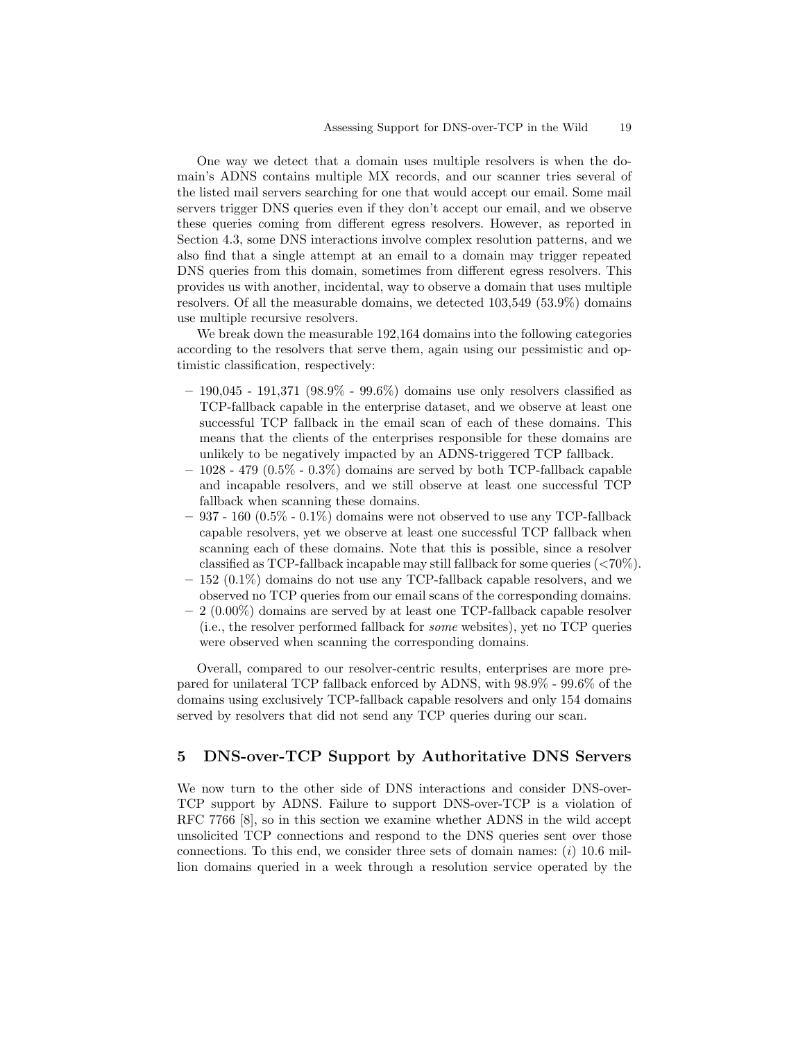One way we detect that a domain uses multiple resolvers is when the domain's ADNS contains multiple MX records, and our scanner tries several of the listed mail servers searching for one that would accept our email. Some mail servers trigger DNS queries even if they don't accept our email, and we observe these queries coming from different egress resolvers. However, as reported in Section 4.3, some DNS interactions involve complex resolution patterns, and we also find that a single attempt at an email to a domain may trigger repeated DNS queries from this domain, sometimes from different egress resolvers. This provides us with another, incidental, way to observe a domain that uses multiple resolvers. Of all the measurable domains, we detected 103,549 (53.9%) domains use multiple recursive resolvers.

We break down the measurable 192,164 domains into the following categories according to the resolvers that serve them, again using our pessimistic and optimistic classification, respectively:

- 190,045 - 191,371 (98.9% - 99.6%) domains use only resolvers classified as TCP-fallback capable in the enterprise dataset, and we observe at least one successful TCP fallback in the email scan of each of these domains. This means that the clients of the enterprises responsible for these domains are unlikely to be negatively impacted by an ADNS-triggered TCP fallback.
- 1028 - 479 (0.5% - 0.3%) domains are served by both TCP-fallback capable and incapable resolvers, and we still observe at least one successful TCP fallback when scanning these domains.
- 937 - 160 (0.5% - 0.1%) domains were not observed to use any TCP-fallback capable resolvers, yet we observe at least one successful TCP fallback when scanning each of these domains. Note that this is possible, since a resolver classified as TCP-fallback incapable may still fallback for some queries (<70%).
- 152 (0.1%) domains do not use any TCP-fallback capable resolvers, and we observed no TCP queries from our email scans of the corresponding domains.
- 2 (0.00%) domains are served by at least one TCP-fallback capable resolver (i.e., the resolver performed fallback for *some* websites), yet no TCP queries were observed when scanning the corresponding domains.

Overall, compared to our resolver-centric results, enterprises are more prepared for unilateral TCP fallback enforced by ADNS, with 98.9% - 99.6% of the domains using exclusively TCP-fallback capable resolvers and only 154 domains served by resolvers that did not send any TCP queries during our scan.

## 5 DNS-over-TCP Support by Authoritative DNS Servers

We now turn to the other side of DNS interactions and consider DNS-over-TCP support by ADNS. Failure to support DNS-over-TCP is a violation of RFC 7766 [8], so in this section we examine whether ADNS in the wild accept unsolicited TCP connections and respond to the DNS queries sent over those connections. To this end, we consider three sets of domain names: (*i*) 10.6 million domains queried in a week through a resolution service operated by the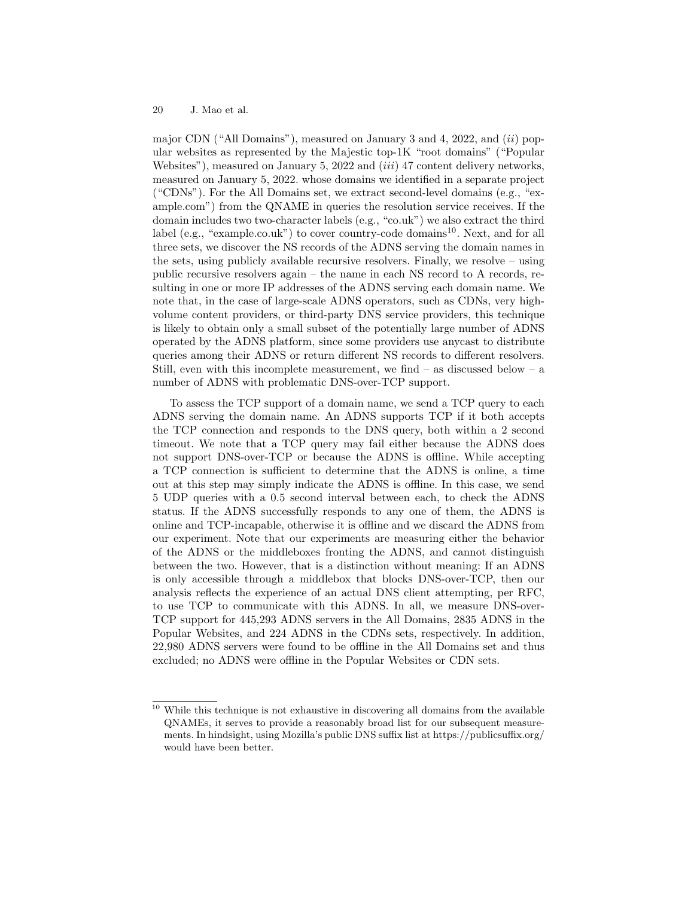major CDN ("All Domains"), measured on January 3 and 4, 2022, and (*ii*) popular websites as represented by the Majestic top-1K "root domains" ("Popular Websites"), measured on January 5, 2022 and (*iii*) 47 content delivery networks, measured on January 5, 2022. whose domains we identified in a separate project ("CDNs"). For the All Domains set, we extract second-level domains (e.g., "example.com") from the QNAME in queries the resolution service receives. If the domain includes two two-character labels (e.g., "co.uk") we also extract the third label (e.g., "example.co.uk") to cover country-code domains[10]. Next, and for all three sets, we discover the NS records of the ADNS serving the domain names in the sets, using publicly available recursive resolvers. Finally, we resolve – using public recursive resolvers again – the name in each NS record to A records, resulting in one or more IP addresses of the ADNS serving each domain name. We note that, in the case of large-scale ADNS operators, such as CDNs, very high-volume content providers, or third-party DNS service providers, this technique is likely to obtain only a small subset of the potentially large number of ADNS operated by the ADNS platform, since some providers use anycast to distribute queries among their ADNS or return different NS records to different resolvers. Still, even with this incomplete measurement, we find – as discussed below – a number of ADNS with problematic DNS-over-TCP support.

To assess the TCP support of a domain name, we send a TCP query to each ADNS serving the domain name. An ADNS supports TCP if it both accepts the TCP connection and responds to the DNS query, both within a 2 second timeout. We note that a TCP query may fail either because the ADNS does not support DNS-over-TCP or because the ADNS is offline. While accepting a TCP connection is sufficient to determine that the ADNS is online, a time out at this step may simply indicate the ADNS is offline. In this case, we send 5 UDP queries with a 0.5 second interval between each, to check the ADNS status. If the ADNS successfully responds to any one of them, the ADNS is online and TCP-incapable, otherwise it is offline and we discard the ADNS from our experiment. Note that our experiments are measuring either the behavior of the ADNS or the middleboxes fronting the ADNS, and cannot distinguish between the two. However, that is a distinction without meaning: If an ADNS is only accessible through a middlebox that blocks DNS-over-TCP, then our analysis reflects the experience of an actual DNS client attempting, per RFC, to use TCP to communicate with this ADNS. In all, we measure DNS-over-TCP support for 445,293 ADNS servers in the All Domains, 2835 ADNS in the Popular Websites, and 224 ADNS in the CDNs sets, respectively. In addition, 22,980 ADNS servers were found to be offline in the All Domains set and thus excluded; no ADNS were offline in the Popular Websites or CDN sets.

---

[10] While this technique is not exhaustive in discovering all domains from the available QNAMEs, it serves to provide a reasonably broad list for our subsequent measurements. In hindsight, using Mozilla's public DNS suffix list at https://publicsuffix.org/ would have been better.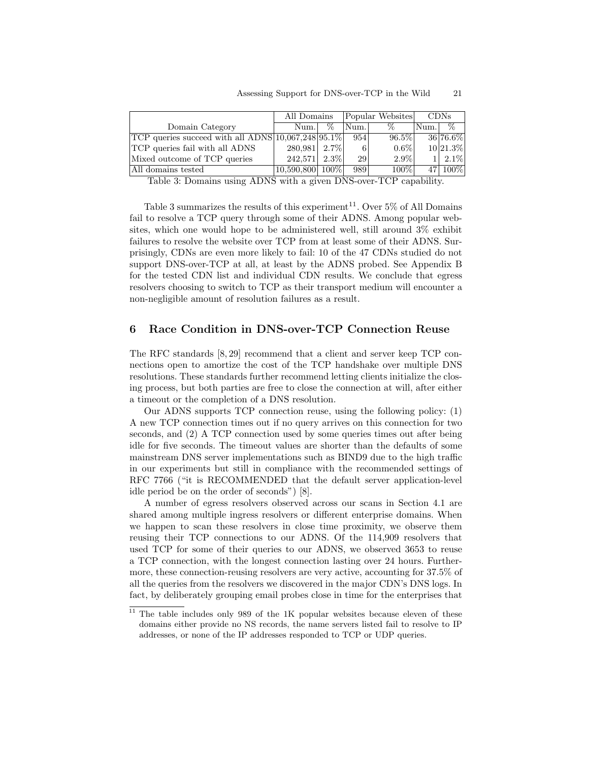| | All Domains | | Popular Websites | | CDNs | |
|---|---|---|---|---|---|---|
| Domain Category | Num. | % | Num. | % | Num. | % |
| TCP queries succeed with all ADNS | 10,067,248 | 95.1% | 954 | 96.5% | 36 | 76.6% |
| TCP queries fail with all ADNS | 280,981 | 2.7% | 6 | 0.6% | 10 | 21.3% |
| Mixed outcome of TCP queries | 242,571 | 2.3% | 29 | 2.9% | 1 | 2.1% |
| All domains tested | 10,590,800 | 100% | 989 | 100% | 47 | 100% |

Table 3: Domains using ADNS with a given DNS-over-TCP capability.

Table 3 summarizes the results of this experiment[11]. Over 5% of All Domains fail to resolve a TCP query through some of their ADNS. Among popular websites, which one would hope to be administered well, still around 3% exhibit failures to resolve the website over TCP from at least some of their ADNS. Surprisingly, CDNs are even more likely to fail: 10 of the 47 CDNs studied do not support DNS-over-TCP at all, at least by the ADNS probed. See Appendix B for the tested CDN list and individual CDN results. We conclude that egress resolvers choosing to switch to TCP as their transport medium will encounter a non-negligible amount of resolution failures as a result.

## 6 Race Condition in DNS-over-TCP Connection Reuse

The RFC standards [8, 29] recommend that a client and server keep TCP connections open to amortize the cost of the TCP handshake over multiple DNS resolutions. These standards further recommend letting clients initialize the closing process, but both parties are free to close the connection at will, after either a timeout or the completion of a DNS resolution.

Our ADNS supports TCP connection reuse, using the following policy: (1) A new TCP connection times out if no query arrives on this connection for two seconds, and (2) A TCP connection used by some queries times out after being idle for five seconds. The timeout values are shorter than the defaults of some mainstream DNS server implementations such as BIND9 due to the high traffic in our experiments but still in compliance with the recommended settings of RFC 7766 ("it is RECOMMENDED that the default server application-level idle period be on the order of seconds") [8].

A number of egress resolvers observed across our scans in Section 4.1 are shared among multiple ingress resolvers or different enterprise domains. When we happen to scan these resolvers in close time proximity, we observe them reusing their TCP connections to our ADNS. Of the 114,909 resolvers that used TCP for some of their queries to our ADNS, we observed 3653 to reuse a TCP connection, with the longest connection lasting over 24 hours. Furthermore, these connection-reusing resolvers are very active, accounting for 37.5% of all the queries from the resolvers we discovered in the major CDN's DNS logs. In fact, by deliberately grouping email probes close in time for the enterprises that

[11] The table includes only 989 of the 1K popular websites because eleven of these domains either provide no NS records, the name servers listed fail to resolve to IP addresses, or none of the IP addresses responded to TCP or UDP queries.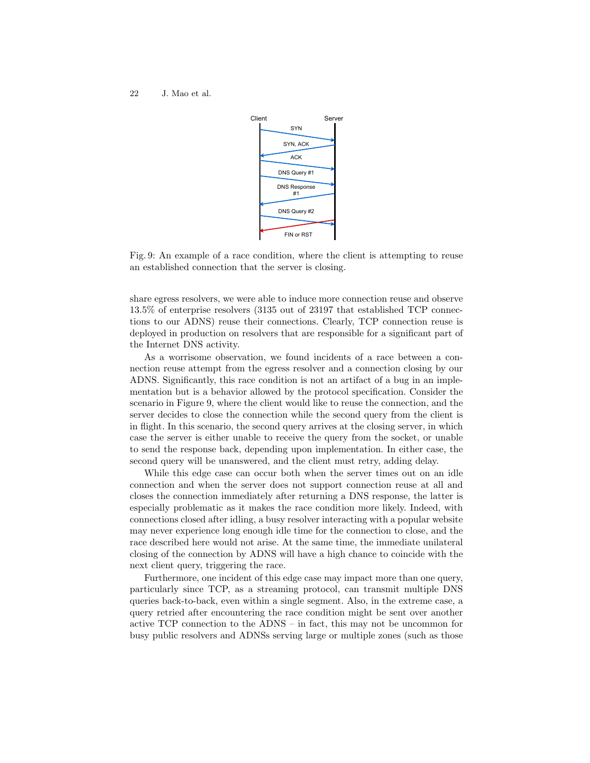Fig. 9: An example of a race condition, where the client is attempting to reuse an established connection that the server is closing.

share egress resolvers, we were able to induce more connection reuse and observe 13.5% of enterprise resolvers (3135 out of 23197 that established TCP connections to our ADNS) reuse their connections. Clearly, TCP connection reuse is deployed in production on resolvers that are responsible for a significant part of the Internet DNS activity.

As a worrisome observation, we found incidents of a race between a connection reuse attempt from the egress resolver and a connection closing by our ADNS. Significantly, this race condition is not an artifact of a bug in an implementation but is a behavior allowed by the protocol specification. Consider the scenario in Figure 9, where the client would like to reuse the connection, and the server decides to close the connection while the second query from the client is in flight. In this scenario, the second query arrives at the closing server, in which case the server is either unable to receive the query from the socket, or unable to send the response back, depending upon implementation. In either case, the second query will be unanswered, and the client must retry, adding delay.

While this edge case can occur both when the server times out on an idle connection and when the server does not support connection reuse at all and closes the connection immediately after returning a DNS response, the latter is especially problematic as it makes the race condition more likely. Indeed, with connections closed after idling, a busy resolver interacting with a popular website may never experience long enough idle time for the connection to close, and the race described here would not arise. At the same time, the immediate unilateral closing of the connection by ADNS will have a high chance to coincide with the next client query, triggering the race.

Furthermore, one incident of this edge case may impact more than one query, particularly since TCP, as a streaming protocol, can transmit multiple DNS queries back-to-back, even within a single segment. Also, in the extreme case, a query retried after encountering the race condition might be sent over another active TCP connection to the ADNS – in fact, this may not be uncommon for busy public resolvers and ADNSs serving large or multiple zones (such as those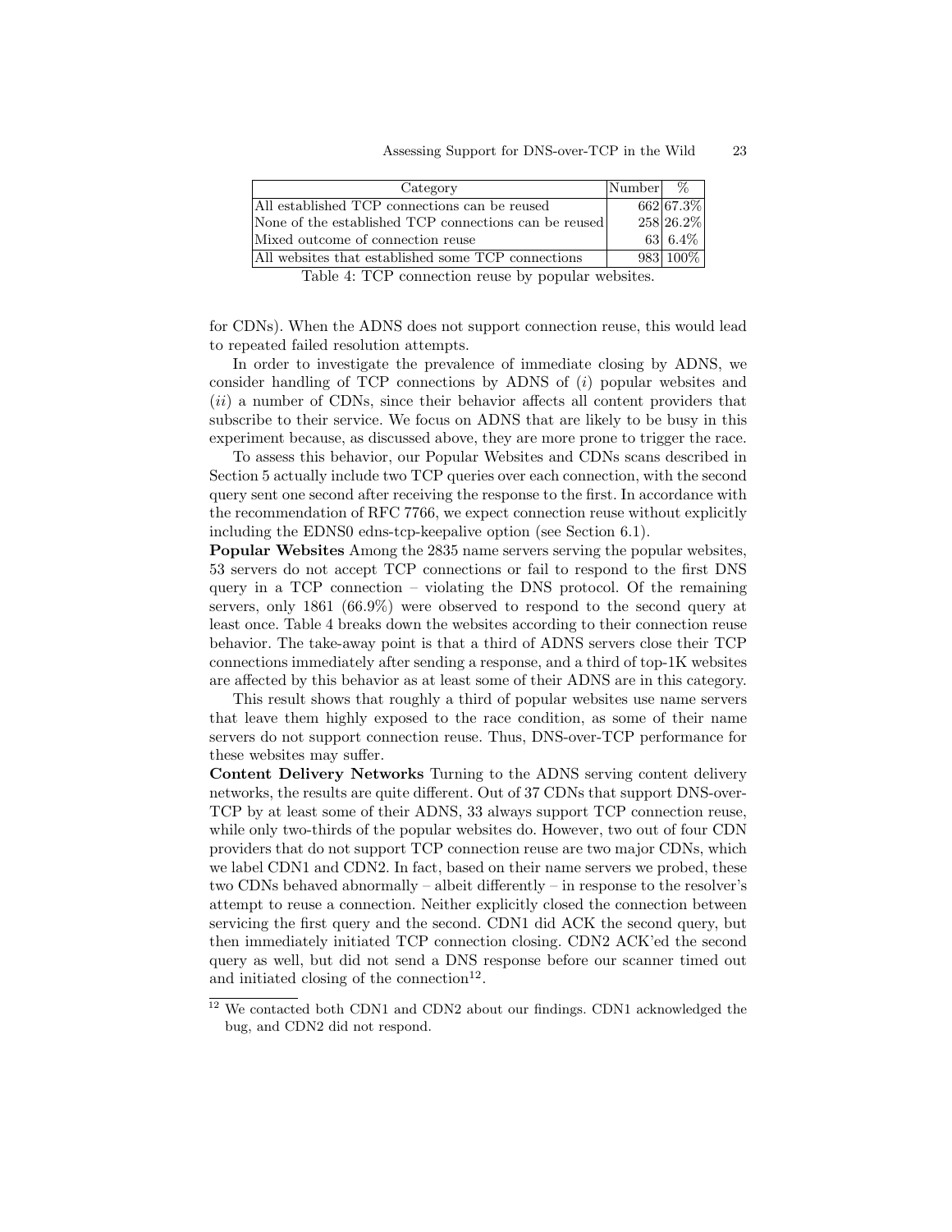| Category | Number | % |
|---|---|---|
| All established TCP connections can be reused | 662 | 67.3% |
| None of the established TCP connections can be reused | 258 | 26.2% |
| Mixed outcome of connection reuse | 63 | 6.4% |
| All websites that established some TCP connections | 983 | 100% |

Table 4: TCP connection reuse by popular websites.

for CDNs). When the ADNS does not support connection reuse, this would lead to repeated failed resolution attempts.

In order to investigate the prevalence of immediate closing by ADNS, we consider handling of TCP connections by ADNS of (*i*) popular websites and (*ii*) a number of CDNs, since their behavior affects all content providers that subscribe to their service. We focus on ADNS that are likely to be busy in this experiment because, as discussed above, they are more prone to trigger the race.

To assess this behavior, our Popular Websites and CDNs scans described in Section 5 actually include two TCP queries over each connection, with the second query sent one second after receiving the response to the first. In accordance with the recommendation of RFC 7766, we expect connection reuse without explicitly including the EDNS0 edns-tcp-keepalive option (see Section 6.1).

**Popular Websites** Among the 2835 name servers serving the popular websites, 53 servers do not accept TCP connections or fail to respond to the first DNS query in a TCP connection – violating the DNS protocol. Of the remaining servers, only 1861 (66.9%) were observed to respond to the second query at least once. Table 4 breaks down the websites according to their connection reuse behavior. The take-away point is that a third of ADNS servers close their TCP connections immediately after sending a response, and a third of top-1K websites are affected by this behavior as at least some of their ADNS are in this category.

This result shows that roughly a third of popular websites use name servers that leave them highly exposed to the race condition, as some of their name servers do not support connection reuse. Thus, DNS-over-TCP performance for these websites may suffer.

**Content Delivery Networks** Turning to the ADNS serving content delivery networks, the results are quite different. Out of 37 CDNs that support DNS-over-TCP by at least some of their ADNS, 33 always support TCP connection reuse, while only two-thirds of the popular websites do. However, two out of four CDN providers that do not support TCP connection reuse are two major CDNs, which we label CDN1 and CDN2. In fact, based on their name servers we probed, these two CDNs behaved abnormally – albeit differently – in response to the resolver's attempt to reuse a connection. Neither explicitly closed the connection between servicing the first query and the second. CDN1 did ACK the second query, but then immediately initiated TCP connection closing. CDN2 ACK'ed the second query as well, but did not send a DNS response before our scanner timed out and initiated closing of the connection[12].

[12] We contacted both CDN1 and CDN2 about our findings. CDN1 acknowledged the bug, and CDN2 did not respond.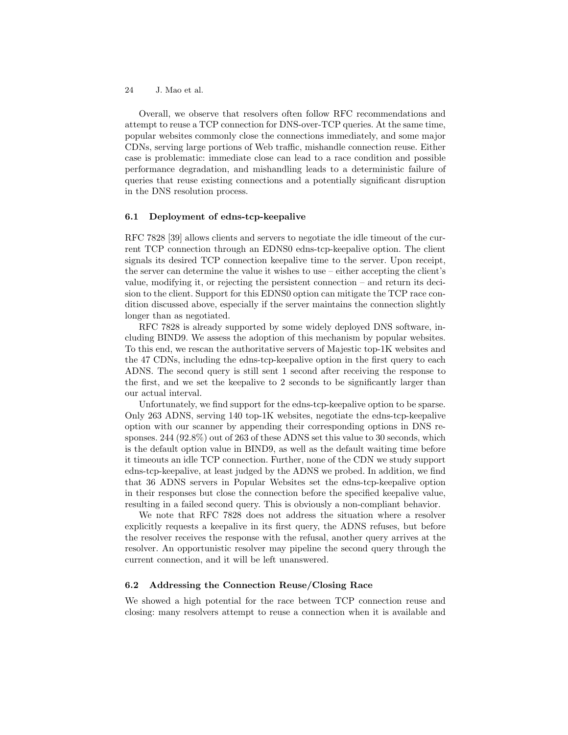Overall, we observe that resolvers often follow RFC recommendations and attempt to reuse a TCP connection for DNS-over-TCP queries. At the same time, popular websites commonly close the connections immediately, and some major CDNs, serving large portions of Web traffic, mishandle connection reuse. Either case is problematic: immediate close can lead to a race condition and possible performance degradation, and mishandling leads to a deterministic failure of queries that reuse existing connections and a potentially significant disruption in the DNS resolution process.

### 6.1 Deployment of edns-tcp-keepalive

RFC 7828 [39] allows clients and servers to negotiate the idle timeout of the current TCP connection through an EDNS0 edns-tcp-keepalive option. The client signals its desired TCP connection keepalive time to the server. Upon receipt, the server can determine the value it wishes to use – either accepting the client's value, modifying it, or rejecting the persistent connection – and return its decision to the client. Support for this EDNS0 option can mitigate the TCP race condition discussed above, especially if the server maintains the connection slightly longer than as negotiated.

RFC 7828 is already supported by some widely deployed DNS software, including BIND9. We assess the adoption of this mechanism by popular websites. To this end, we rescan the authoritative servers of Majestic top-1K websites and the 47 CDNs, including the edns-tcp-keepalive option in the first query to each ADNS. The second query is still sent 1 second after receiving the response to the first, and we set the keepalive to 2 seconds to be significantly larger than our actual interval.

Unfortunately, we find support for the edns-tcp-keepalive option to be sparse. Only 263 ADNS, serving 140 top-1K websites, negotiate the edns-tcp-keepalive option with our scanner by appending their corresponding options in DNS responses. 244 (92.8%) out of 263 of these ADNS set this value to 30 seconds, which is the default option value in BIND9, as well as the default waiting time before it timeouts an idle TCP connection. Further, none of the CDN we study support edns-tcp-keepalive, at least judged by the ADNS we probed. In addition, we find that 36 ADNS servers in Popular Websites set the edns-tcp-keepalive option in their responses but close the connection before the specified keepalive value, resulting in a failed second query. This is obviously a non-compliant behavior.

We note that RFC 7828 does not address the situation where a resolver explicitly requests a keepalive in its first query, the ADNS refuses, but before the resolver receives the response with the refusal, another query arrives at the resolver. An opportunistic resolver may pipeline the second query through the current connection, and it will be left unanswered.

### 6.2 Addressing the Connection Reuse/Closing Race

We showed a high potential for the race between TCP connection reuse and closing: many resolvers attempt to reuse a connection when it is available and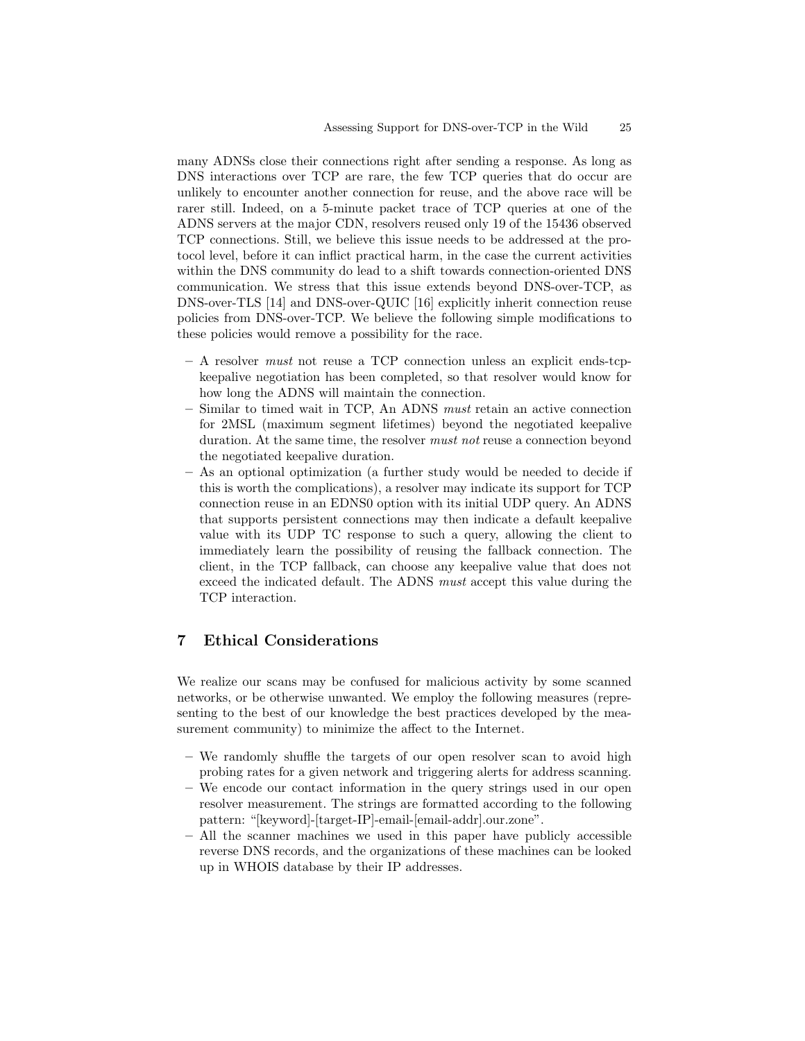many ADNSs close their connections right after sending a response. As long as DNS interactions over TCP are rare, the few TCP queries that do occur are unlikely to encounter another connection for reuse, and the above race will be rarer still. Indeed, on a 5-minute packet trace of TCP queries at one of the ADNS servers at the major CDN, resolvers reused only 19 of the 15436 observed TCP connections. Still, we believe this issue needs to be addressed at the protocol level, before it can inflict practical harm, in the case the current activities within the DNS community do lead to a shift towards connection-oriented DNS communication. We stress that this issue extends beyond DNS-over-TCP, as DNS-over-TLS [14] and DNS-over-QUIC [16] explicitly inherit connection reuse policies from DNS-over-TCP. We believe the following simple modifications to these policies would remove a possibility for the race.

- A resolver *must* not reuse a TCP connection unless an explicit ends-tcp-keepalive negotiation has been completed, so that resolver would know for how long the ADNS will maintain the connection.
- Similar to timed wait in TCP, An ADNS *must* retain an active connection for 2MSL (maximum segment lifetimes) beyond the negotiated keepalive duration. At the same time, the resolver *must not* reuse a connection beyond the negotiated keepalive duration.
- As an optional optimization (a further study would be needed to decide if this is worth the complications), a resolver may indicate its support for TCP connection reuse in an EDNS0 option with its initial UDP query. An ADNS that supports persistent connections may then indicate a default keepalive value with its UDP TC response to such a query, allowing the client to immediately learn the possibility of reusing the fallback connection. The client, in the TCP fallback, can choose any keepalive value that does not exceed the indicated default. The ADNS *must* accept this value during the TCP interaction.

## 7 Ethical Considerations

We realize our scans may be confused for malicious activity by some scanned networks, or be otherwise unwanted. We employ the following measures (representing to the best of our knowledge the best practices developed by the measurement community) to minimize the affect to the Internet.

- We randomly shuffle the targets of our open resolver scan to avoid high probing rates for a given network and triggering alerts for address scanning.
- We encode our contact information in the query strings used in our open resolver measurement. The strings are formatted according to the following pattern: "[keyword]-[target-IP]-email-[email-addr].our.zone".
- All the scanner machines we used in this paper have publicly accessible reverse DNS records, and the organizations of these machines can be looked up in WHOIS database by their IP addresses.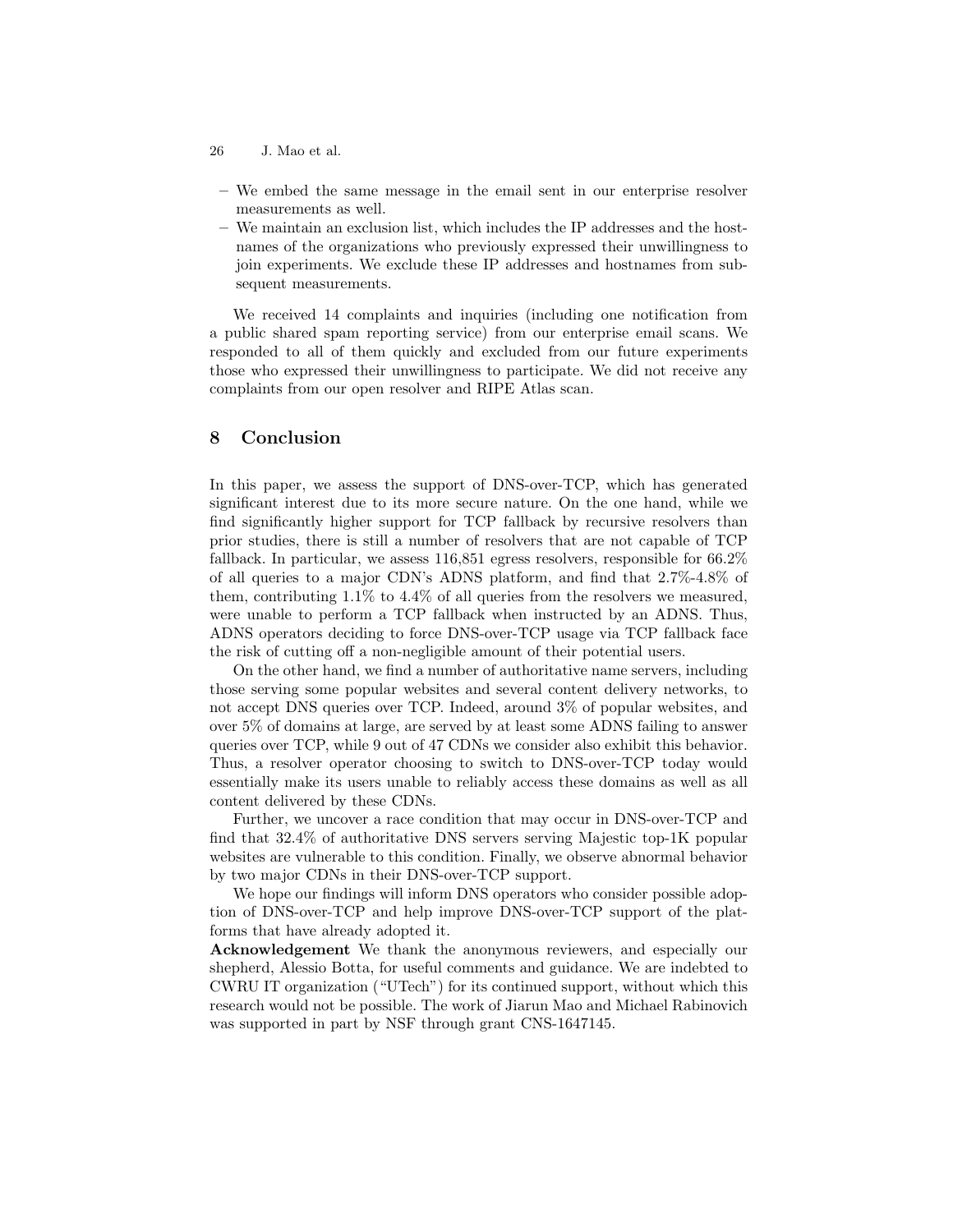- We embed the same message in the email sent in our enterprise resolver measurements as well.
- We maintain an exclusion list, which includes the IP addresses and the hostnames of the organizations who previously expressed their unwillingness to join experiments. We exclude these IP addresses and hostnames from subsequent measurements.

We received 14 complaints and inquiries (including one notification from a public shared spam reporting service) from our enterprise email scans. We responded to all of them quickly and excluded from our future experiments those who expressed their unwillingness to participate. We did not receive any complaints from our open resolver and RIPE Atlas scan.

## 8 Conclusion

In this paper, we assess the support of DNS-over-TCP, which has generated significant interest due to its more secure nature. On the one hand, while we find significantly higher support for TCP fallback by recursive resolvers than prior studies, there is still a number of resolvers that are not capable of TCP fallback. In particular, we assess 116,851 egress resolvers, responsible for 66.2% of all queries to a major CDN's ADNS platform, and find that 2.7%-4.8% of them, contributing 1.1% to 4.4% of all queries from the resolvers we measured, were unable to perform a TCP fallback when instructed by an ADNS. Thus, ADNS operators deciding to force DNS-over-TCP usage via TCP fallback face the risk of cutting off a non-negligible amount of their potential users.

On the other hand, we find a number of authoritative name servers, including those serving some popular websites and several content delivery networks, to not accept DNS queries over TCP. Indeed, around 3% of popular websites, and over 5% of domains at large, are served by at least some ADNS failing to answer queries over TCP, while 9 out of 47 CDNs we consider also exhibit this behavior. Thus, a resolver operator choosing to switch to DNS-over-TCP today would essentially make its users unable to reliably access these domains as well as all content delivered by these CDNs.

Further, we uncover a race condition that may occur in DNS-over-TCP and find that 32.4% of authoritative DNS servers serving Majestic top-1K popular websites are vulnerable to this condition. Finally, we observe abnormal behavior by two major CDNs in their DNS-over-TCP support.

We hope our findings will inform DNS operators who consider possible adoption of DNS-over-TCP and help improve DNS-over-TCP support of the platforms that have already adopted it.

**Acknowledgement** We thank the anonymous reviewers, and especially our shepherd, Alessio Botta, for useful comments and guidance. We are indebted to CWRU IT organization ("UTech") for its continued support, without which this research would not be possible. The work of Jiarun Mao and Michael Rabinovich was supported in part by NSF through grant CNS-1647145.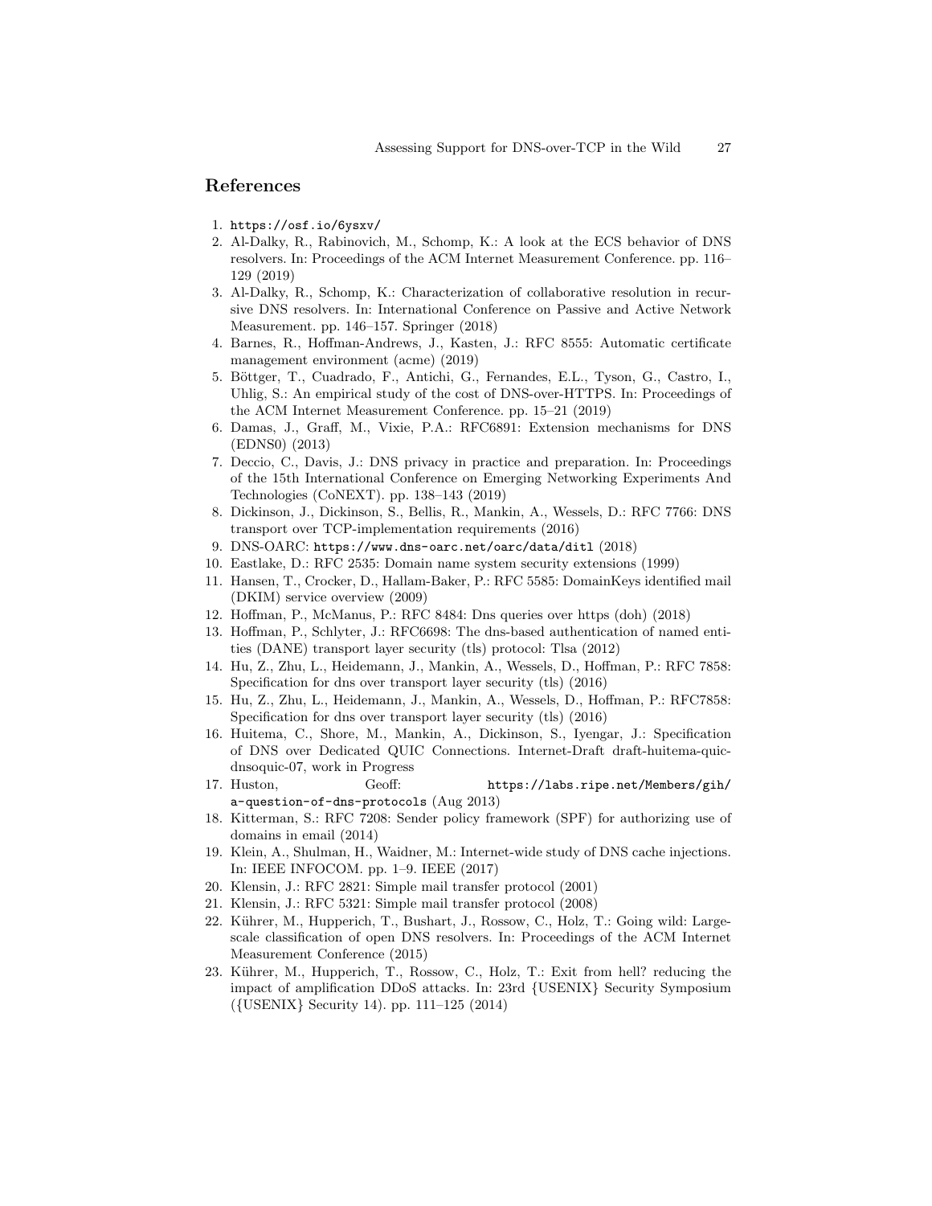## References

1. https://osf.io/6ysxv/
2. Al-Dalky, R., Rabinovich, M., Schomp, K.: A look at the ECS behavior of DNS resolvers. In: Proceedings of the ACM Internet Measurement Conference. pp. 116–129 (2019)
3. Al-Dalky, R., Schomp, K.: Characterization of collaborative resolution in recursive DNS resolvers. In: International Conference on Passive and Active Network Measurement. pp. 146–157. Springer (2018)
4. Barnes, R., Hoffman-Andrews, J., Kasten, J.: RFC 8555: Automatic certificate management environment (acme) (2019)
5. Böttger, T., Cuadrado, F., Antichi, G., Fernandes, E.L., Tyson, G., Castro, I., Uhlig, S.: An empirical study of the cost of DNS-over-HTTPS. In: Proceedings of the ACM Internet Measurement Conference. pp. 15–21 (2019)
6. Damas, J., Graff, M., Vixie, P.A.: RFC6891: Extension mechanisms for DNS (EDNS0) (2013)
7. Deccio, C., Davis, J.: DNS privacy in practice and preparation. In: Proceedings of the 15th International Conference on Emerging Networking Experiments And Technologies (CoNEXT). pp. 138–143 (2019)
8. Dickinson, J., Dickinson, S., Bellis, R., Mankin, A., Wessels, D.: RFC 7766: DNS transport over TCP-implementation requirements (2016)
9. DNS-OARC: https://www.dns-oarc.net/oarc/data/ditl (2018)
10. Eastlake, D.: RFC 2535: Domain name system security extensions (1999)
11. Hansen, T., Crocker, D., Hallam-Baker, P.: RFC 5585: DomainKeys identified mail (DKIM) service overview (2009)
12. Hoffman, P., McManus, P.: RFC 8484: Dns queries over https (doh) (2018)
13. Hoffman, P., Schlyter, J.: RFC6698: The dns-based authentication of named entities (DANE) transport layer security (tls) protocol: Tlsa (2012)
14. Hu, Z., Zhu, L., Heidemann, J., Mankin, A., Wessels, D., Hoffman, P.: RFC 7858: Specification for dns over transport layer security (tls) (2016)
15. Hu, Z., Zhu, L., Heidemann, J., Mankin, A., Wessels, D., Hoffman, P.: RFC7858: Specification for dns over transport layer security (tls) (2016)
16. Huitema, C., Shore, M., Mankin, A., Dickinson, S., Iyengar, J.: Specification of DNS over Dedicated QUIC Connections. Internet-Draft draft-huitema-quic-dnsoquic-07, work in Progress
17. Huston, Geoff: https://labs.ripe.net/Members/gih/a-question-of-dns-protocols (Aug 2013)
18. Kitterman, S.: RFC 7208: Sender policy framework (SPF) for authorizing use of domains in email (2014)
19. Klein, A., Shulman, H., Waidner, M.: Internet-wide study of DNS cache injections. In: IEEE INFOCOM. pp. 1–9. IEEE (2017)
20. Klensin, J.: RFC 2821: Simple mail transfer protocol (2001)
21. Klensin, J.: RFC 5321: Simple mail transfer protocol (2008)
22. Kührer, M., Hupperich, T., Bushart, J., Rossow, C., Holz, T.: Going wild: Large-scale classification of open DNS resolvers. In: Proceedings of the ACM Internet Measurement Conference (2015)
23. Kührer, M., Hupperich, T., Rossow, C., Holz, T.: Exit from hell? reducing the impact of amplification DDoS attacks. In: 23rd {USENIX} Security Symposium ({USENIX} Security 14). pp. 111–125 (2014)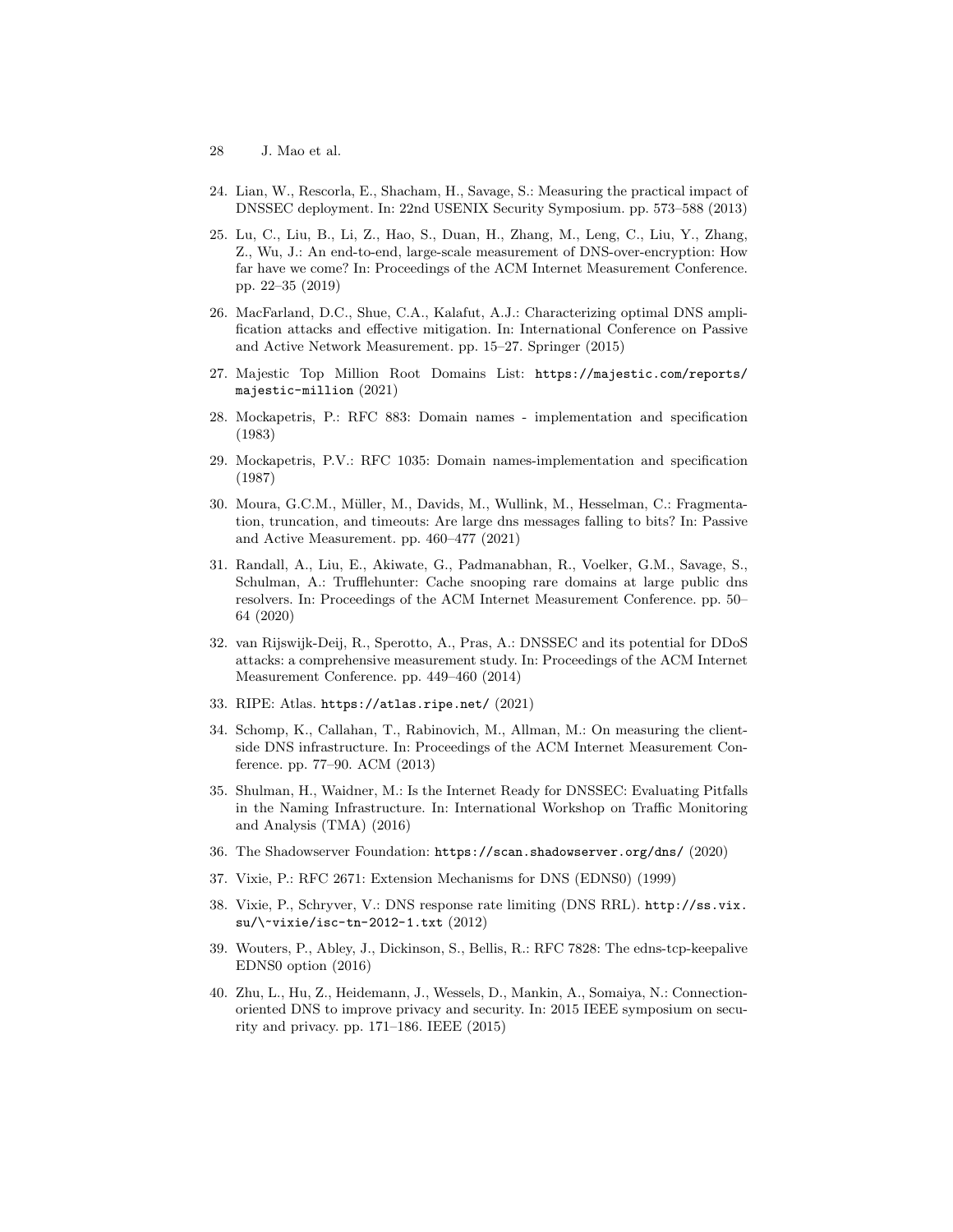24. Lian, W., Rescorla, E., Shacham, H., Savage, S.: Measuring the practical impact of DNSSEC deployment. In: 22nd USENIX Security Symposium. pp. 573–588 (2013)

25. Lu, C., Liu, B., Li, Z., Hao, S., Duan, H., Zhang, M., Leng, C., Liu, Y., Zhang, Z., Wu, J.: An end-to-end, large-scale measurement of DNS-over-encryption: How far have we come? In: Proceedings of the ACM Internet Measurement Conference. pp. 22–35 (2019)

26. MacFarland, D.C., Shue, C.A., Kalafut, A.J.: Characterizing optimal DNS amplification attacks and effective mitigation. In: International Conference on Passive and Active Network Measurement. pp. 15–27. Springer (2015)

27. Majestic Top Million Root Domains List: https://majestic.com/reports/majestic-million (2021)

28. Mockapetris, P.: RFC 883: Domain names - implementation and specification (1983)

29. Mockapetris, P.V.: RFC 1035: Domain names-implementation and specification (1987)

30. Moura, G.C.M., Müller, M., Davids, M., Wullink, M., Hesselman, C.: Fragmentation, truncation, and timeouts: Are large dns messages falling to bits? In: Passive and Active Measurement. pp. 460–477 (2021)

31. Randall, A., Liu, E., Akiwate, G., Padmanabhan, R., Voelker, G.M., Savage, S., Schulman, A.: Trufflehunter: Cache snooping rare domains at large public dns resolvers. In: Proceedings of the ACM Internet Measurement Conference. pp. 50–64 (2020)

32. van Rijswijk-Deij, R., Sperotto, A., Pras, A.: DNSSEC and its potential for DDoS attacks: a comprehensive measurement study. In: Proceedings of the ACM Internet Measurement Conference. pp. 449–460 (2014)

33. RIPE: Atlas. https://atlas.ripe.net/ (2021)

34. Schomp, K., Callahan, T., Rabinovich, M., Allman, M.: On measuring the client-side DNS infrastructure. In: Proceedings of the ACM Internet Measurement Conference. pp. 77–90. ACM (2013)

35. Shulman, H., Waidner, M.: Is the Internet Ready for DNSSEC: Evaluating Pitfalls in the Naming Infrastructure. In: International Workshop on Traffic Monitoring and Analysis (TMA) (2016)

36. The Shadowserver Foundation: https://scan.shadowserver.org/dns/ (2020)

37. Vixie, P.: RFC 2671: Extension Mechanisms for DNS (EDNS0) (1999)

38. Vixie, P., Schryver, V.: DNS response rate limiting (DNS RRL). http://ss.vix.su/\~vixie/isc-tn-2012-1.txt (2012)

39. Wouters, P., Abley, J., Dickinson, S., Bellis, R.: RFC 7828: The edns-tcp-keepalive EDNS0 option (2016)

40. Zhu, L., Hu, Z., Heidemann, J., Wessels, D., Mankin, A., Somaiya, N.: Connection-oriented DNS to improve privacy and security. In: 2015 IEEE symposium on security and privacy. pp. 171–186. IEEE (2015)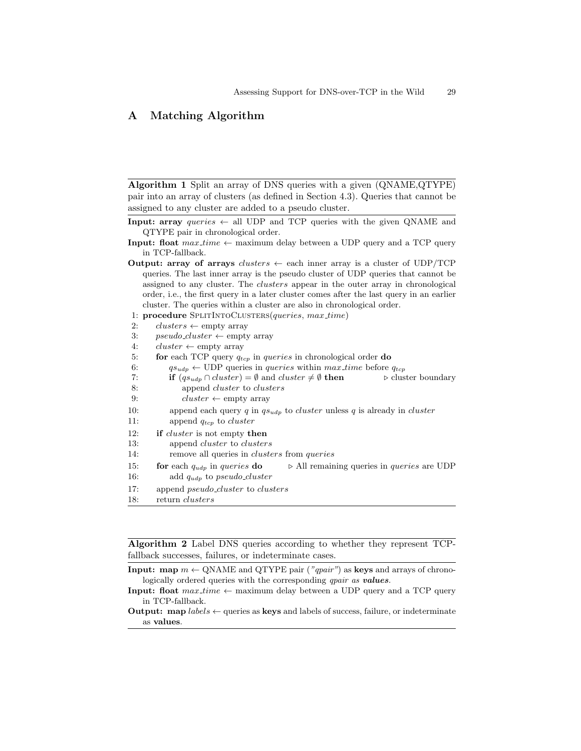## A Matching Algorithm

**Algorithm 1** Split an array of DNS queries with a given (QNAME,QTYPE) pair into an array of clusters (as defined in Section 4.3). Queries that cannot be assigned to any cluster are added to a pseudo cluster.

**Input: array** $queries$ ← all UDP and TCP queries with the given QNAME and QTYPE pair in chronological order.

**Input: float** $max\_time$ ← maximum delay between a UDP query and a TCP query in TCP-fallback.

**Output: array of arrays** $clusters$ ← each inner array is a cluster of UDP/TCP queries. The last inner array is the pseudo cluster of UDP queries that cannot be assigned to any cluster. The $clusters$ appear in the outer array in chronological order, i.e., the first query in a later cluster comes after the last query in an earlier cluster. The queries within a cluster are also in chronological order.

```
 1: procedure SplitIntoClusters(queries, max_time)
 2:     clusters ← empty array
 3:     pseudo_cluster ← empty array
 4:     cluster ← empty array
 5:     for each TCP query q_tcp in queries in chronological order do
 6:         qs_udp ← UDP queries in queries within max_time before q_tcp
 7:         if (qs_udp ∩ cluster) = ∅ and cluster ≠ ∅ then        ▷ cluster boundary
 8:             append cluster to clusters
 9:             cluster ← empty array
10:         append each query q in qs_udp to cluster unless q is already in cluster
11:         append q_tcp to cluster
12:     if cluster is not empty then
13:         append cluster to clusters
14:         remove all queries in clusters from queries
15:     for each q_udp in queries do        ▷ All remaining queries in queries are UDP
16:         add q_udp to pseudo_cluster
17:     append pseudo_cluster to clusters
18:     return clusters
```

**Algorithm 2** Label DNS queries according to whether they represent TCP-fallback successes, failures, or indeterminate cases.

**Input: map** $m$ ← QNAME and QTYPE pair (*"qpair"*) as **keys** and arrays of chronologically ordered queries with the corresponding *qpair as* ***values***.

**Input: float** $max\_time$ ← maximum delay between a UDP query and a TCP query in TCP-fallback.

**Output: map** $labels$ ← queries as **keys** and labels of success, failure, or indeterminate as **values**.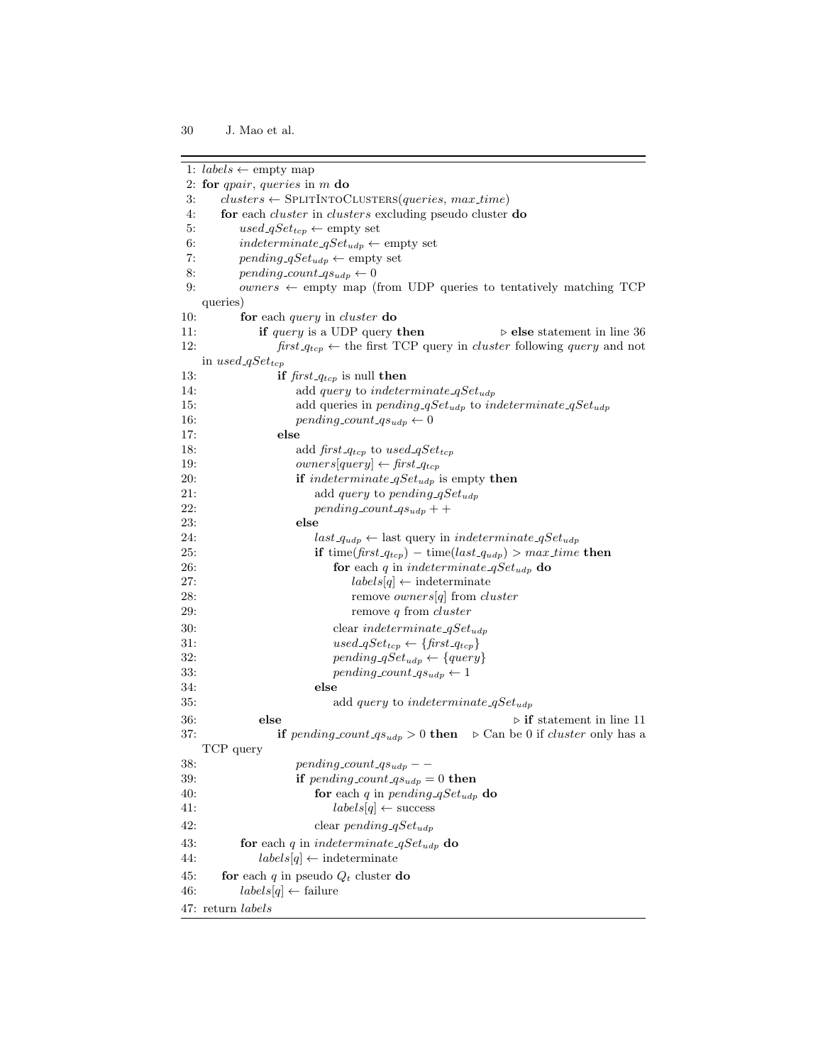```
1: labels ← empty map
2: for qpair, queries in m do
3:     clusters ← SplitIntoClusters(queries, max_time)
4:     for each cluster in clusters excluding pseudo cluster do
5:         used_qSet_tcp ← empty set
6:         indeterminate_qSet_udp ← empty set
7:         pending_qSet_udp ← empty set
8:         pending_count_qs_udp ← 0
9:         owners ← empty map (from UDP queries to tentatively matching TCP
           queries)
10:        for each query in cluster do
11:            if query is a UDP query then                ▷ else statement in line 36
12:                first_q_tcp ← the first TCP query in cluster following query and not
                   in used_qSet_tcp
13:                if first_q_tcp is null then
14:                    add query to indeterminate_qSet_udp
15:                    add queries in pending_qSet_udp to indeterminate_qSet_udp
16:                    pending_count_qs_udp ← 0
17:                else
18:                    add first_q_tcp to used_qSet_tcp
19:                    owners[query] ← first_q_tcp
20:                    if indeterminate_qSet_udp is empty then
21:                        add query to pending_qSet_udp
22:                        pending_count_qs_udp ++
23:                    else
24:                        last_q_udp ← last query in indeterminate_qSet_udp
25:                        if time(first_q_tcp) − time(last_q_udp) > max_time then
26:                            for each q in indeterminate_qSet_udp do
27:                                labels[q] ← indeterminate
28:                                remove owners[q] from cluster
29:                                remove q from cluster
30:                            clear indeterminate_qSet_udp
31:                            used_qSet_tcp ← {first_q_tcp}
32:                            pending_qSet_udp ← {query}
33:                            pending_count_qs_udp ← 1
34:                        else
35:                            add query to indeterminate_qSet_udp
36:            else                                         ▷ if statement in line 11
37:                if pending_count_qs_udp > 0 then    ▷ Can be 0 if cluster only has a
                   TCP query
38:                    pending_count_qs_udp −−
39:                    if pending_count_qs_udp = 0 then
40:                        for each q in pending_qSet_udp do
41:                            labels[q] ← success
42:                        clear pending_qSet_udp
43:        for each q in indeterminate_qSet_udp do
44:            labels[q] ← indeterminate
45:    for each q in pseudo Q_t cluster do
46:        labels[q] ← failure
47: return labels
```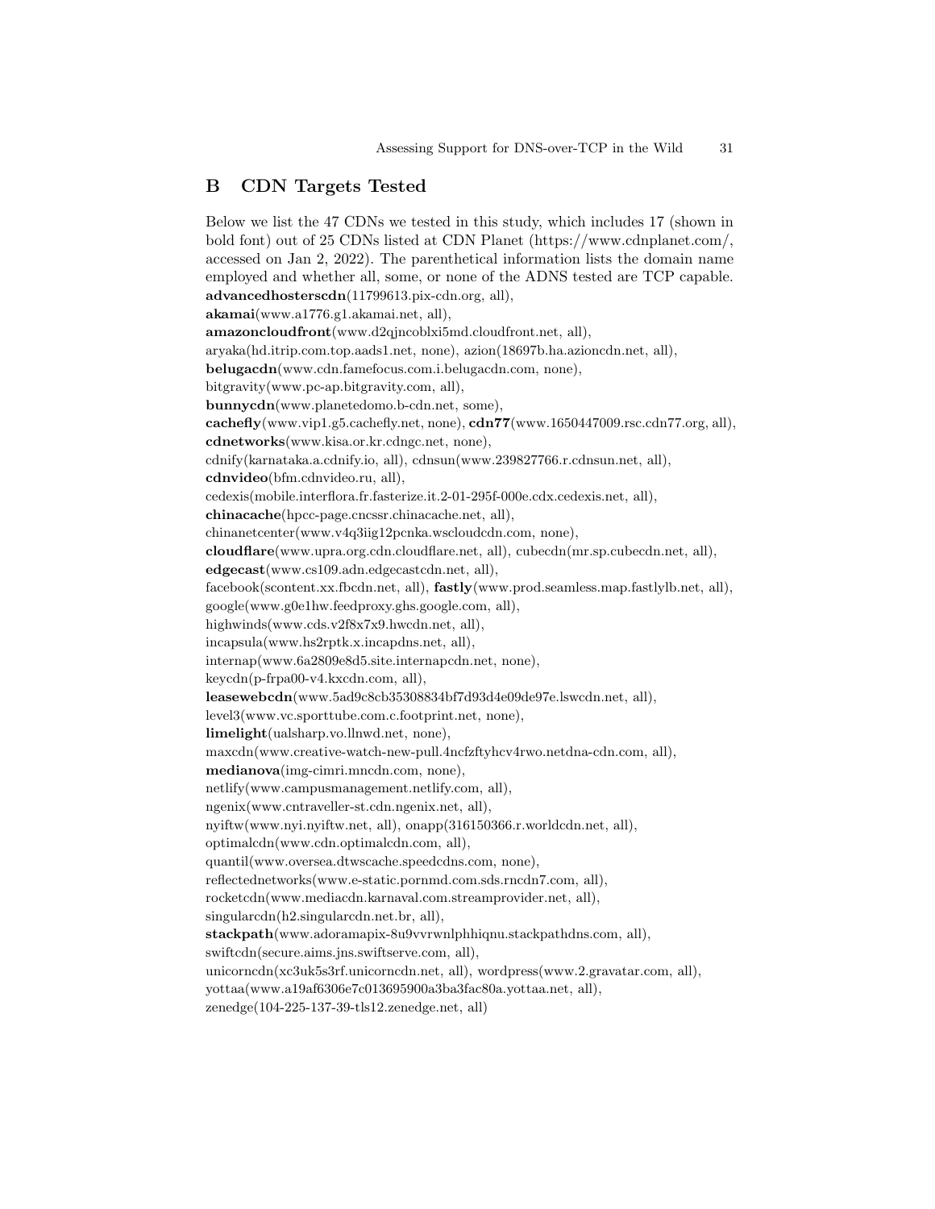## B CDN Targets Tested

Below we list the 47 CDNs we tested in this study, which includes 17 (shown in bold font) out of 25 CDNs listed at CDN Planet (https://www.cdnplanet.com/, accessed on Jan 2, 2022). The parenthetical information lists the domain name employed and whether all, some, or none of the ADNS tested are TCP capable.
**advancedhosterscdn**(11799613.pix-cdn.org, all),
**akamai**(www.a1776.g1.akamai.net, all),
**amazoncloudfront**(www.d2qjncoblxi5md.cloudfront.net, all),
aryaka(hd.itrip.com.top.aads1.net, none), azion(18697b.ha.azioncdn.net, all),
**belugacdn**(www.cdn.famefocus.com.i.belugacdn.com, none),
bitgravity(www.pc-ap.bitgravity.com, all),
**bunnycdn**(www.planetedomo.b-cdn.net, some),
**cachefly**(www.vip1.g5.cachefly.net, none), **cdn77**(www.1650447009.rsc.cdn77.org, all),
**cdnetworks**(www.kisa.or.kr.cdngc.net, none),
cdnify(karnataka.a.cdnify.io, all), cdnsun(www.239827766.r.cdnsun.net, all),
**cdnvideo**(bfm.cdnvideo.ru, all),
cedexis(mobile.interflora.fr.fasterize.it.2-01-295f-000e.cdx.cedexis.net, all),
**chinacache**(hpcc-page.cncssr.chinacache.net, all),
chinanetcenter(www.v4q3iig12pcnka.wscloudcdn.com, none),
**cloudflare**(www.upra.org.cdn.cloudflare.net, all), cubecdn(mr.sp.cubecdn.net, all),
**edgecast**(www.cs109.adn.edgecastcdn.net, all),
facebook(scontent.xx.fbcdn.net, all), **fastly**(www.prod.seamless.map.fastlylb.net, all),
google(www.g0e1hw.feedproxy.ghs.google.com, all),
highwinds(www.cds.v2f8x7x9.hwcdn.net, all),
incapsula(www.hs2rptk.x.incapdns.net, all),
internap(www.6a2809e8d5.site.internapcdn.net, none),
keycdn(p-frpa00-v4.kxcdn.com, all),
**leasewebcdn**(www.5ad9c8cb35308834bf7d93d4e09de97e.lswcdn.net, all),
level3(www.vc.sporttube.com.c.footprint.net, none),
**limelight**(ualsharp.vo.llnwd.net, none),
maxcdn(www.creative-watch-new-pull.4ncfzftyhcv4rwo.netdna-cdn.com, all),
**medianova**(img-cimri.mncdn.com, none),
netlify(www.campusmanagement.netlify.com, all),
ngenix(www.cntraveller-st.cdn.ngenix.net, all),
nyiftw(www.nyi.nyiftw.net, all), onapp(316150366.r.worldcdn.net, all),
optimalcdn(www.cdn.optimalcdn.com, all),
quantil(www.oversea.dtwscache.speedcdns.com, none),
reflectednetworks(www.e-static.pornmd.com.sds.rncdn7.com, all),
rocketcdn(www.mediacdn.karnaval.com.streamprovider.net, all),
singularcdn(h2.singularcdn.net.br, all),
**stackpath**(www.adoramapix-8u9vvrwnlphhiqnu.stackpathdns.com, all),
swiftcdn(secure.aims.jns.swiftserve.com, all),
unicorncdn(xc3uk5s3rf.unicorncdn.net, all), wordpress(www.2.gravatar.com, all),
yottaa(www.a19af6306e7c013695900a3ba3fac80a.yottaa.net, all),
zenedge(104-225-137-39-tls12.zenedge.net, all)